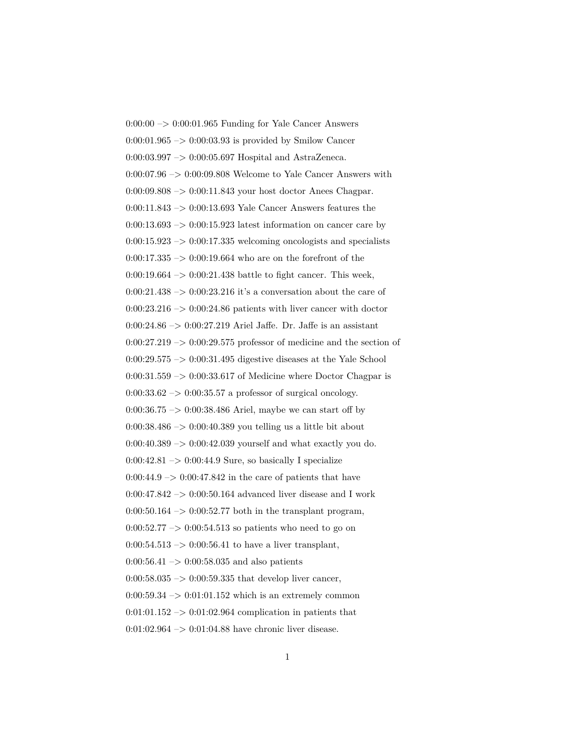0:00:00 –> 0:00:01.965 Funding for Yale Cancer Answers

0:00:01.965 –> 0:00:03.93 is provided by Smilow Cancer

0:00:03.997 –> 0:00:05.697 Hospital and AstraZeneca.

0:00:07.96 –> 0:00:09.808 Welcome to Yale Cancer Answers with

0:00:09.808 –> 0:00:11.843 your host doctor Anees Chagpar.

0:00:11.843 –> 0:00:13.693 Yale Cancer Answers features the

0:00:13.693 –> 0:00:15.923 latest information on cancer care by

0:00:15.923 –> 0:00:17.335 welcoming oncologists and specialists

0:00:17.335 –> 0:00:19.664 who are on the forefront of the

0:00:19.664 –> 0:00:21.438 battle to fight cancer. This week,

0:00:21.438 –> 0:00:23.216 it's a conversation about the care of

0:00:23.216 –> 0:00:24.86 patients with liver cancer with doctor

0:00:24.86 –> 0:00:27.219 Ariel Jaffe. Dr. Jaffe is an assistant

0:00:27.219 –> 0:00:29.575 professor of medicine and the section of

0:00:29.575 –> 0:00:31.495 digestive diseases at the Yale School

0:00:31.559 –> 0:00:33.617 of Medicine where Doctor Chagpar is

0:00:33.62 –> 0:00:35.57 a professor of surgical oncology.

0:00:36.75 –> 0:00:38.486 Ariel, maybe we can start off by

0:00:38.486 –> 0:00:40.389 you telling us a little bit about

0:00:40.389 –> 0:00:42.039 yourself and what exactly you do.

0:00:42.81 –> 0:00:44.9 Sure, so basically I specialize

0:00:44.9 –> 0:00:47.842 in the care of patients that have

0:00:47.842 –> 0:00:50.164 advanced liver disease and I work

0:00:50.164 –> 0:00:52.77 both in the transplant program,

0:00:52.77 –> 0:00:54.513 so patients who need to go on

0:00:54.513 –> 0:00:56.41 to have a liver transplant,

0:00:56.41 –> 0:00:58.035 and also patients

0:00:58.035 –> 0:00:59.335 that develop liver cancer,

0:00:59.34 –> 0:01:01.152 which is an extremely common

0:01:01.152 –> 0:01:02.964 complication in patients that

0:01:02.964 –> 0:01:04.88 have chronic liver disease.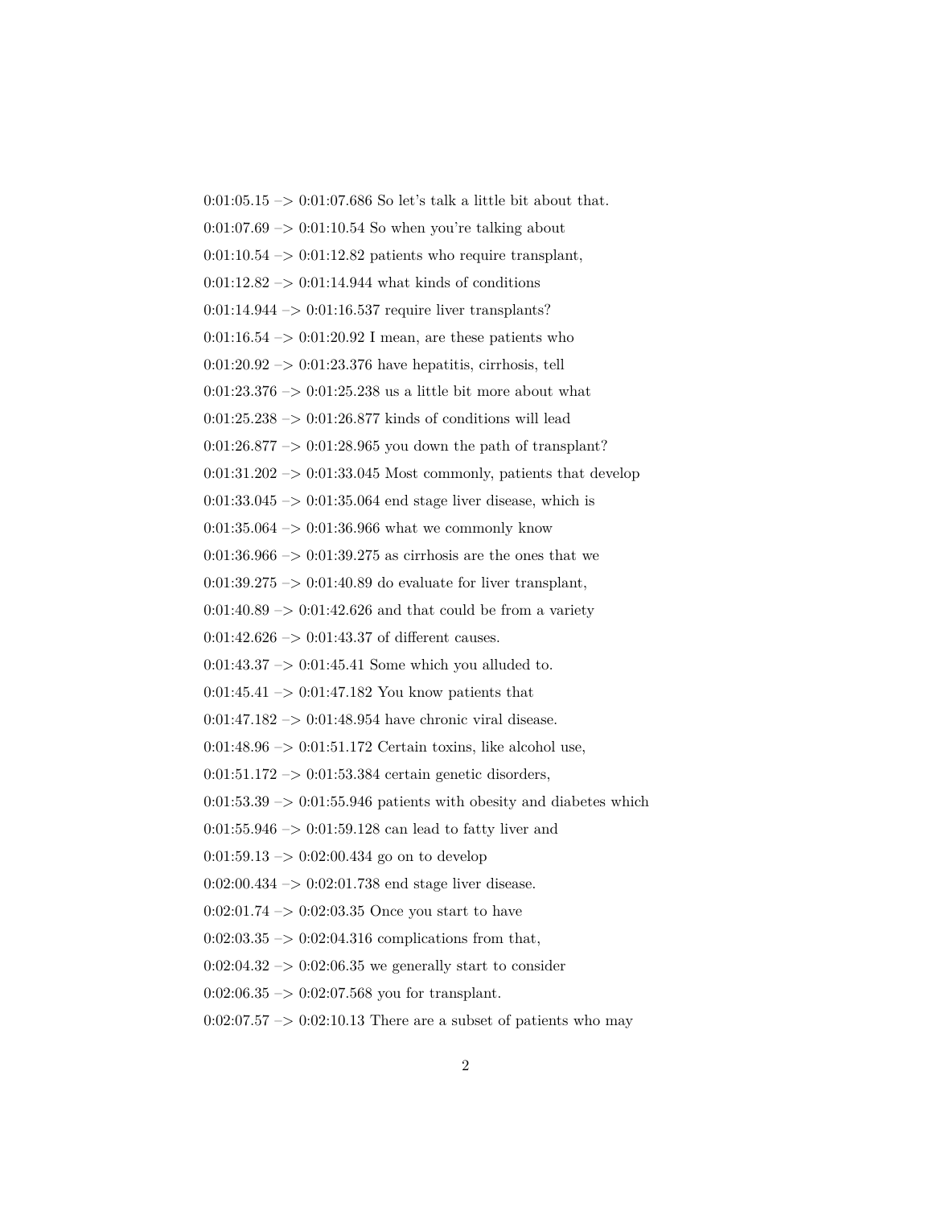0:01:05.15 –> 0:01:07.686 So let's talk a little bit about that.

0:01:07.69 –> 0:01:10.54 So when you're talking about

0:01:10.54 –> 0:01:12.82 patients who require transplant,

0:01:12.82 –> 0:01:14.944 what kinds of conditions

0:01:14.944 –> 0:01:16.537 require liver transplants?

0:01:16.54 –> 0:01:20.92 I mean, are these patients who

0:01:20.92 –> 0:01:23.376 have hepatitis, cirrhosis, tell

0:01:23.376 –> 0:01:25.238 us a little bit more about what

0:01:25.238 –> 0:01:26.877 kinds of conditions will lead

0:01:26.877 –> 0:01:28.965 you down the path of transplant?

0:01:31.202 –> 0:01:33.045 Most commonly, patients that develop

0:01:33.045 –> 0:01:35.064 end stage liver disease, which is

0:01:35.064 –> 0:01:36.966 what we commonly know

0:01:36.966 –> 0:01:39.275 as cirrhosis are the ones that we

0:01:39.275 –> 0:01:40.89 do evaluate for liver transplant,

0:01:40.89 –> 0:01:42.626 and that could be from a variety

0:01:42.626 –> 0:01:43.37 of different causes.

0:01:43.37 –> 0:01:45.41 Some which you alluded to.

0:01:45.41 –> 0:01:47.182 You know patients that

0:01:47.182 –> 0:01:48.954 have chronic viral disease.

0:01:48.96 –> 0:01:51.172 Certain toxins, like alcohol use,

0:01:51.172 –> 0:01:53.384 certain genetic disorders,

0:01:53.39 –> 0:01:55.946 patients with obesity and diabetes which

0:01:55.946 –> 0:01:59.128 can lead to fatty liver and

0:01:59.13 –> 0:02:00.434 go on to develop

0:02:00.434 –> 0:02:01.738 end stage liver disease.

0:02:01.74 –> 0:02:03.35 Once you start to have

0:02:03.35 –> 0:02:04.316 complications from that,

0:02:04.32 –> 0:02:06.35 we generally start to consider

0:02:06.35 –> 0:02:07.568 you for transplant.

0:02:07.57 –> 0:02:10.13 There are a subset of patients who may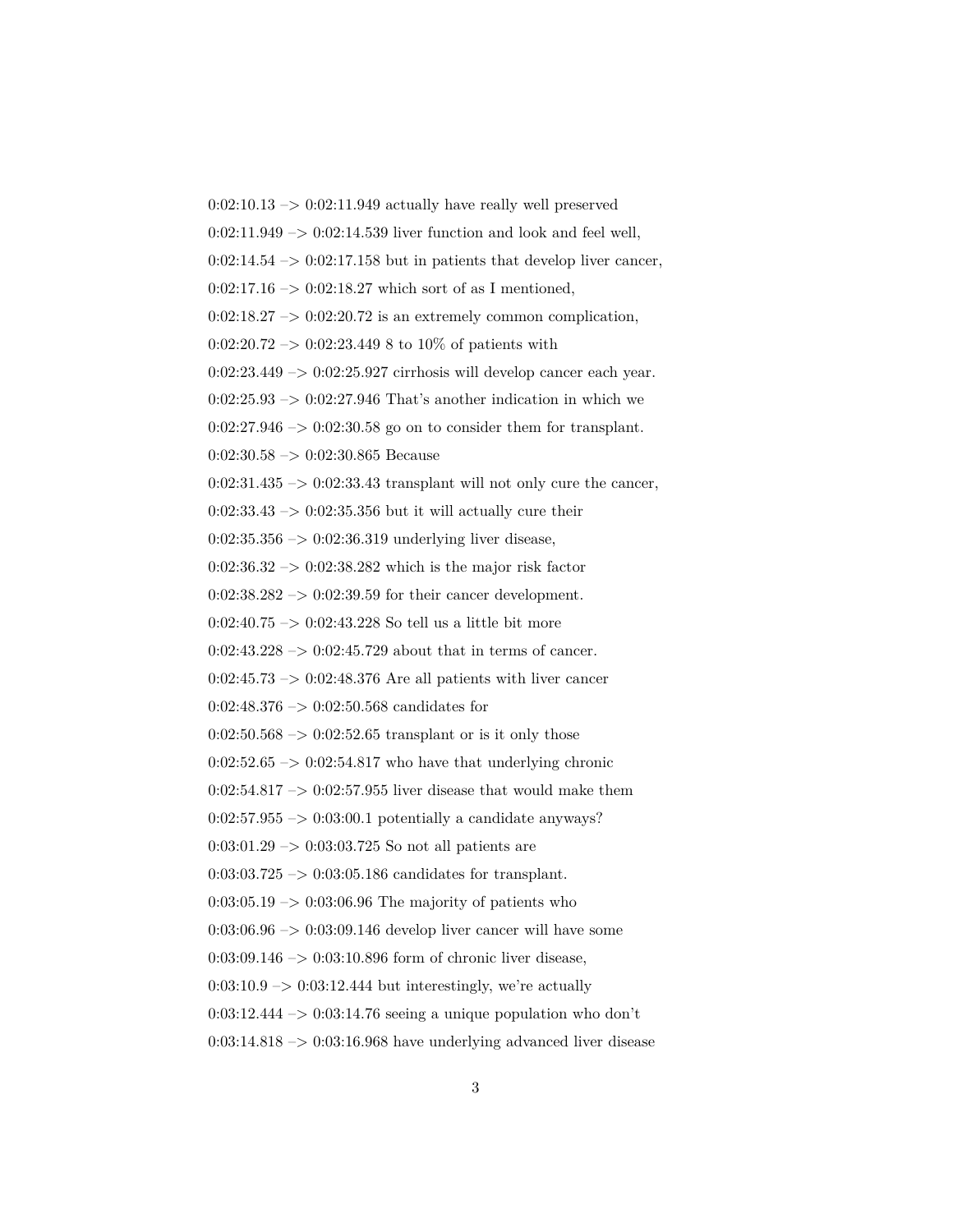0:02:10.13 –> 0:02:11.949 actually have really well preserved

0:02:11.949 –> 0:02:14.539 liver function and look and feel well,

0:02:14.54 –> 0:02:17.158 but in patients that develop liver cancer,

0:02:17.16 –> 0:02:18.27 which sort of as I mentioned,

0:02:18.27 –> 0:02:20.72 is an extremely common complication,

0:02:20.72 –> 0:02:23.449 8 to 10% of patients with

0:02:23.449 –> 0:02:25.927 cirrhosis will develop cancer each year.

0:02:25.93 –> 0:02:27.946 That's another indication in which we

0:02:27.946 –> 0:02:30.58 go on to consider them for transplant.

0:02:30.58 –> 0:02:30.865 Because

0:02:31.435 –> 0:02:33.43 transplant will not only cure the cancer,

0:02:33.43 –> 0:02:35.356 but it will actually cure their

0:02:35.356 –> 0:02:36.319 underlying liver disease,

0:02:36.32 –> 0:02:38.282 which is the major risk factor

0:02:38.282 –> 0:02:39.59 for their cancer development.

0:02:40.75 –> 0:02:43.228 So tell us a little bit more

0:02:43.228 –> 0:02:45.729 about that in terms of cancer.

0:02:45.73 –> 0:02:48.376 Are all patients with liver cancer

0:02:48.376 –> 0:02:50.568 candidates for

0:02:50.568 –> 0:02:52.65 transplant or is it only those

0:02:52.65 –> 0:02:54.817 who have that underlying chronic

0:02:54.817 –> 0:02:57.955 liver disease that would make them

0:02:57.955 –> 0:03:00.1 potentially a candidate anyways?

0:03:01.29 –> 0:03:03.725 So not all patients are

0:03:03.725 –> 0:03:05.186 candidates for transplant.

0:03:05.19 –> 0:03:06.96 The majority of patients who

0:03:06.96 –> 0:03:09.146 develop liver cancer will have some

0:03:09.146 –> 0:03:10.896 form of chronic liver disease,

0:03:10.9 –> 0:03:12.444 but interestingly, we're actually

0:03:12.444 –> 0:03:14.76 seeing a unique population who don't

0:03:14.818 –> 0:03:16.968 have underlying advanced liver disease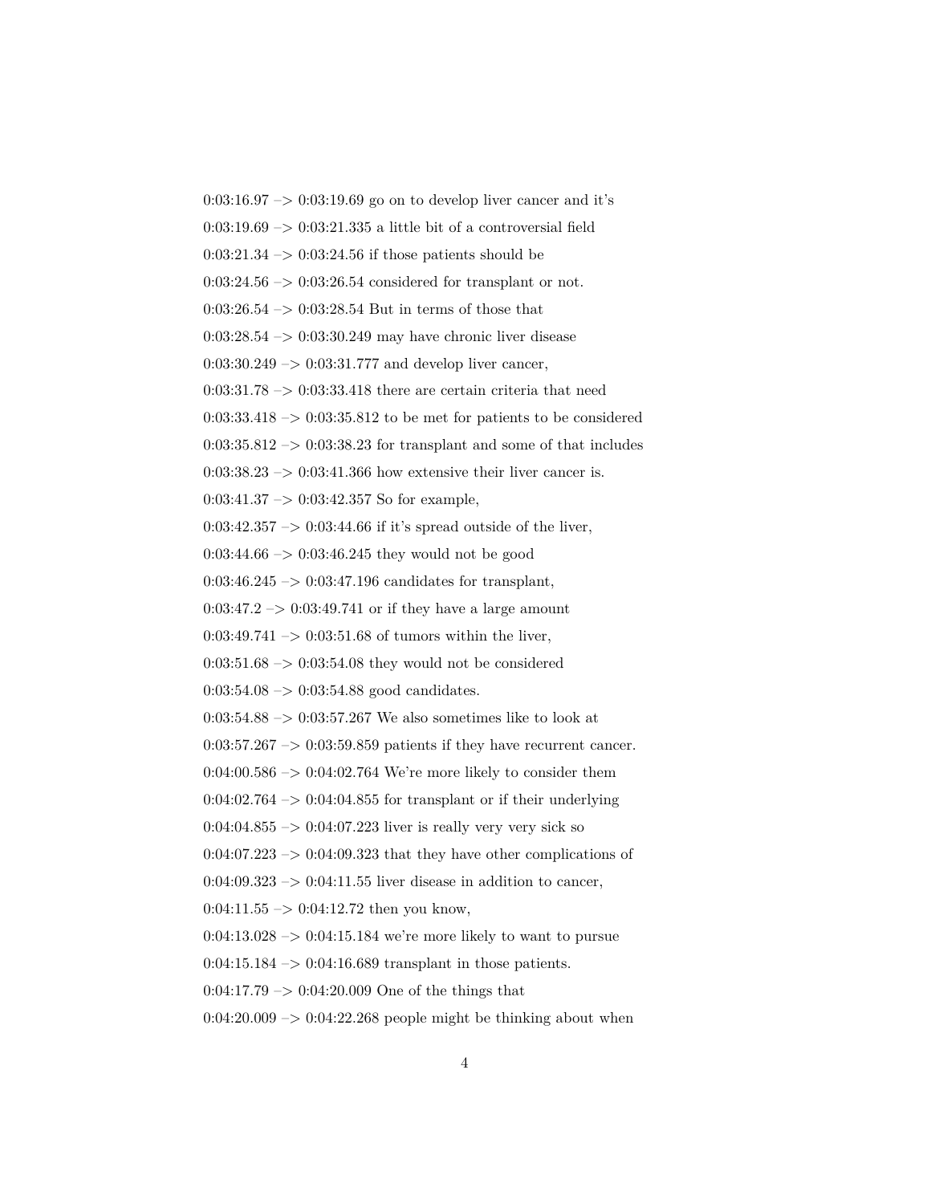0:03:16.97 –> 0:03:19.69 go on to develop liver cancer and it's

0:03:19.69 –> 0:03:21.335 a little bit of a controversial field

0:03:21.34 –> 0:03:24.56 if those patients should be

0:03:24.56 –> 0:03:26.54 considered for transplant or not.

0:03:26.54 –> 0:03:28.54 But in terms of those that

0:03:28.54 –> 0:03:30.249 may have chronic liver disease

0:03:30.249 –> 0:03:31.777 and develop liver cancer,

0:03:31.78 –> 0:03:33.418 there are certain criteria that need

0:03:33.418 –> 0:03:35.812 to be met for patients to be considered

0:03:35.812 –> 0:03:38.23 for transplant and some of that includes

0:03:38.23 –> 0:03:41.366 how extensive their liver cancer is.

0:03:41.37 –> 0:03:42.357 So for example,

0:03:42.357 –> 0:03:44.66 if it's spread outside of the liver,

0:03:44.66 –> 0:03:46.245 they would not be good

0:03:46.245 –> 0:03:47.196 candidates for transplant,

0:03:47.2 –> 0:03:49.741 or if they have a large amount

0:03:49.741 –> 0:03:51.68 of tumors within the liver,

0:03:51.68 –> 0:03:54.08 they would not be considered

0:03:54.08 –> 0:03:54.88 good candidates.

0:03:54.88 –> 0:03:57.267 We also sometimes like to look at

0:03:57.267 –> 0:03:59.859 patients if they have recurrent cancer.

0:04:00.586 –> 0:04:02.764 We're more likely to consider them

0:04:02.764 –> 0:04:04.855 for transplant or if their underlying

0:04:04.855 –> 0:04:07.223 liver is really very very sick so

0:04:07.223 –> 0:04:09.323 that they have other complications of

0:04:09.323 –> 0:04:11.55 liver disease in addition to cancer,

0:04:11.55 –> 0:04:12.72 then you know,

0:04:13.028 –> 0:04:15.184 we're more likely to want to pursue

0:04:15.184 –> 0:04:16.689 transplant in those patients.

0:04:17.79 –> 0:04:20.009 One of the things that

0:04:20.009 –> 0:04:22.268 people might be thinking about when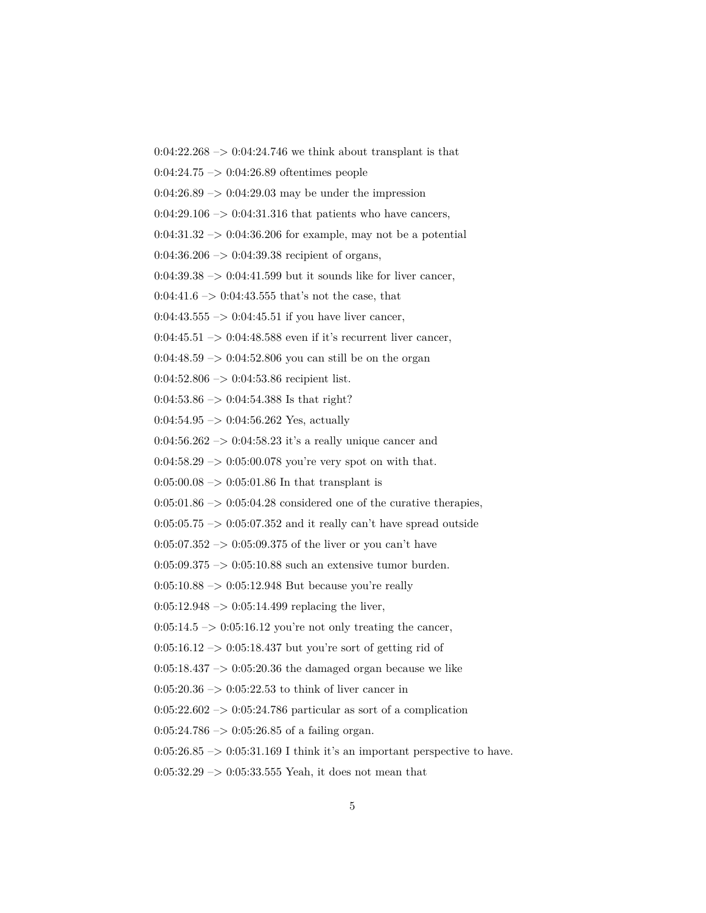0:04:22.268 –> 0:04:24.746 we think about transplant is that

0:04:24.75 –> 0:04:26.89 oftentimes people

0:04:26.89 –> 0:04:29.03 may be under the impression

0:04:29.106 –> 0:04:31.316 that patients who have cancers,

0:04:31.32 –> 0:04:36.206 for example, may not be a potential

0:04:36.206 –> 0:04:39.38 recipient of organs,

0:04:39.38 –> 0:04:41.599 but it sounds like for liver cancer,

0:04:41.6 –> 0:04:43.555 that's not the case, that

0:04:43.555 –> 0:04:45.51 if you have liver cancer,

0:04:45.51 –> 0:04:48.588 even if it's recurrent liver cancer,

0:04:48.59 –> 0:04:52.806 you can still be on the organ

0:04:52.806 –> 0:04:53.86 recipient list.

0:04:53.86 –> 0:04:54.388 Is that right?

0:04:54.95 –> 0:04:56.262 Yes, actually

0:04:56.262 –> 0:04:58.23 it's a really unique cancer and

0:04:58.29 –> 0:05:00.078 you're very spot on with that.

0:05:00.08 –> 0:05:01.86 In that transplant is

0:05:01.86 –> 0:05:04.28 considered one of the curative therapies,

0:05:05.75 –> 0:05:07.352 and it really can't have spread outside

0:05:07.352 –> 0:05:09.375 of the liver or you can't have

0:05:09.375 –> 0:05:10.88 such an extensive tumor burden.

0:05:10.88 –> 0:05:12.948 But because you're really

0:05:12.948 –> 0:05:14.499 replacing the liver,

0:05:14.5 –> 0:05:16.12 you're not only treating the cancer,

0:05:16.12 –> 0:05:18.437 but you're sort of getting rid of

0:05:18.437 –> 0:05:20.36 the damaged organ because we like

0:05:20.36 –> 0:05:22.53 to think of liver cancer in

0:05:22.602 –> 0:05:24.786 particular as sort of a complication

0:05:24.786 –> 0:05:26.85 of a failing organ.

0:05:26.85 –> 0:05:31.169 I think it's an important perspective to have.

0:05:32.29 –> 0:05:33.555 Yeah, it does not mean that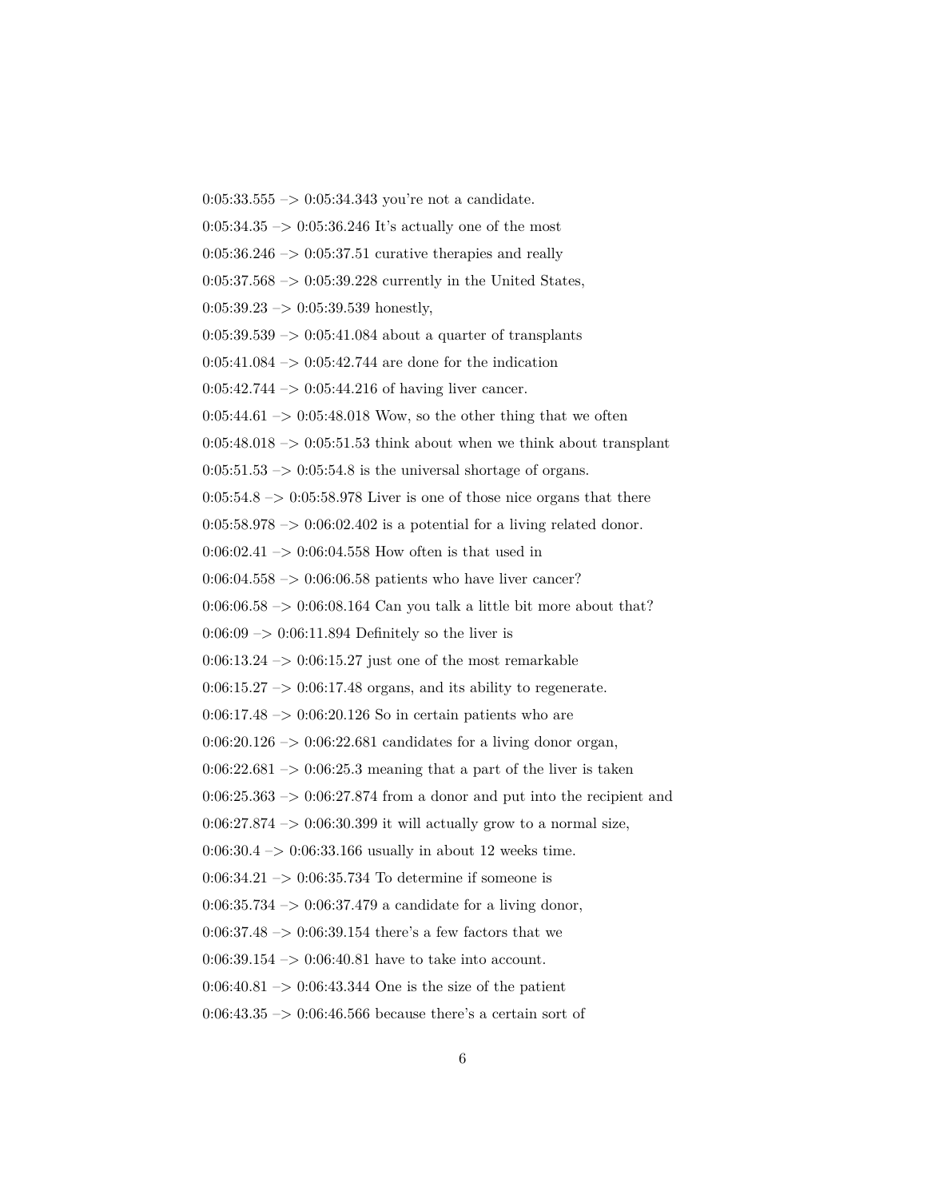0:05:33.555 –> 0:05:34.343 you're not a candidate.

0:05:34.35 –> 0:05:36.246 It's actually one of the most

0:05:36.246 –> 0:05:37.51 curative therapies and really

0:05:37.568 –> 0:05:39.228 currently in the United States,

0:05:39.23 –> 0:05:39.539 honestly,

0:05:39.539 –> 0:05:41.084 about a quarter of transplants

0:05:41.084 –> 0:05:42.744 are done for the indication

0:05:42.744 –> 0:05:44.216 of having liver cancer.

0:05:44.61 –> 0:05:48.018 Wow, so the other thing that we often

0:05:48.018 –> 0:05:51.53 think about when we think about transplant

0:05:51.53 –> 0:05:54.8 is the universal shortage of organs.

0:05:54.8 –> 0:05:58.978 Liver is one of those nice organs that there

0:05:58.978 –> 0:06:02.402 is a potential for a living related donor.

0:06:02.41 –> 0:06:04.558 How often is that used in

0:06:04.558 –> 0:06:06.58 patients who have liver cancer?

0:06:06.58 –> 0:06:08.164 Can you talk a little bit more about that?

0:06:09 –> 0:06:11.894 Definitely so the liver is

0:06:13.24 –> 0:06:15.27 just one of the most remarkable

0:06:15.27 –> 0:06:17.48 organs, and its ability to regenerate.

0:06:17.48 –> 0:06:20.126 So in certain patients who are

0:06:20.126 –> 0:06:22.681 candidates for a living donor organ,

0:06:22.681 –> 0:06:25.3 meaning that a part of the liver is taken

0:06:25.363 –> 0:06:27.874 from a donor and put into the recipient and

0:06:27.874 –> 0:06:30.399 it will actually grow to a normal size,

0:06:30.4 –> 0:06:33.166 usually in about 12 weeks time.

0:06:34.21 –> 0:06:35.734 To determine if someone is

0:06:35.734 –> 0:06:37.479 a candidate for a living donor,

0:06:37.48 –> 0:06:39.154 there's a few factors that we

0:06:39.154 –> 0:06:40.81 have to take into account.

0:06:40.81 –> 0:06:43.344 One is the size of the patient

0:06:43.35 –> 0:06:46.566 because there's a certain sort of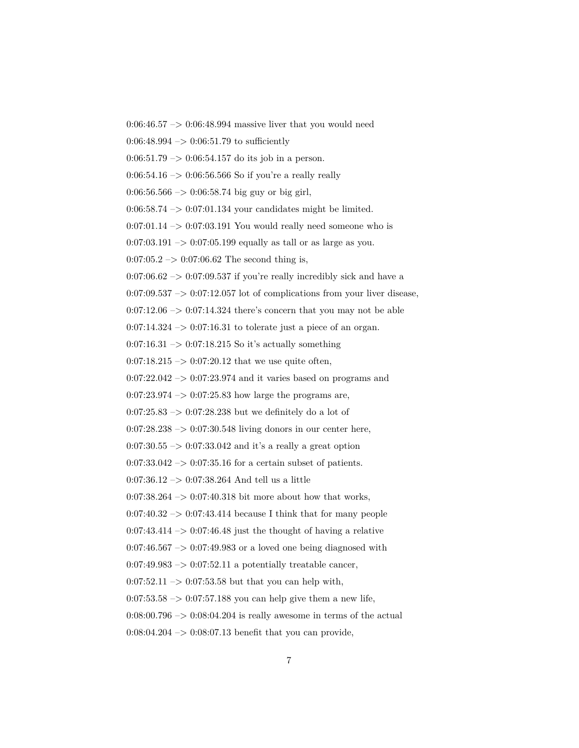0:06:46.57 –> 0:06:48.994 massive liver that you would need

0:06:48.994 –> 0:06:51.79 to sufficiently

0:06:51.79 –> 0:06:54.157 do its job in a person.

0:06:54.16 –> 0:06:56.566 So if you're a really really

0:06:56.566 –> 0:06:58.74 big guy or big girl,

0:06:58.74 –> 0:07:01.134 your candidates might be limited.

0:07:01.14 –> 0:07:03.191 You would really need someone who is

0:07:03.191 –> 0:07:05.199 equally as tall or as large as you.

0:07:05.2 –> 0:07:06.62 The second thing is,

0:07:06.62 –> 0:07:09.537 if you're really incredibly sick and have a

0:07:09.537 –> 0:07:12.057 lot of complications from your liver disease,

0:07:12.06 –> 0:07:14.324 there's concern that you may not be able

0:07:14.324 –> 0:07:16.31 to tolerate just a piece of an organ.

0:07:16.31 –> 0:07:18.215 So it's actually something

0:07:18.215 –> 0:07:20.12 that we use quite often,

0:07:22.042 –> 0:07:23.974 and it varies based on programs and

0:07:23.974 –> 0:07:25.83 how large the programs are,

0:07:25.83 –> 0:07:28.238 but we definitely do a lot of

0:07:28.238 –> 0:07:30.548 living donors in our center here,

0:07:30.55 –> 0:07:33.042 and it's a really a great option

0:07:33.042 –> 0:07:35.16 for a certain subset of patients.

0:07:36.12 –> 0:07:38.264 And tell us a little

0:07:38.264 –> 0:07:40.318 bit more about how that works,

0:07:40.32 –> 0:07:43.414 because I think that for many people

0:07:43.414 –> 0:07:46.48 just the thought of having a relative

0:07:46.567 –> 0:07:49.983 or a loved one being diagnosed with

0:07:49.983 –> 0:07:52.11 a potentially treatable cancer,

0:07:52.11 –> 0:07:53.58 but that you can help with,

0:07:53.58 –> 0:07:57.188 you can help give them a new life,

0:08:00.796 –> 0:08:04.204 is really awesome in terms of the actual

0:08:04.204 –> 0:08:07.13 benefit that you can provide,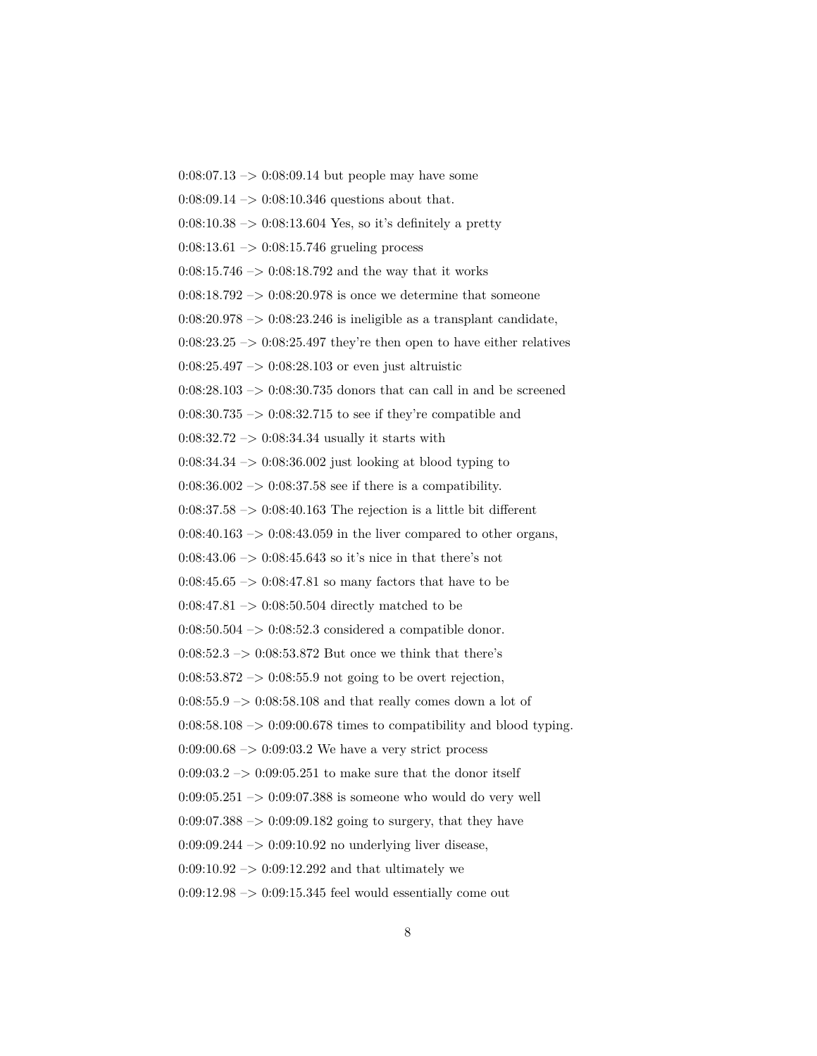0:08:07.13 –> 0:08:09.14 but people may have some

0:08:09.14 –> 0:08:10.346 questions about that.

0:08:10.38 –> 0:08:13.604 Yes, so it's definitely a pretty

0:08:13.61 –> 0:08:15.746 grueling process

0:08:15.746 –> 0:08:18.792 and the way that it works

0:08:18.792 –> 0:08:20.978 is once we determine that someone

0:08:20.978 –> 0:08:23.246 is ineligible as a transplant candidate,

0:08:23.25 –> 0:08:25.497 they're then open to have either relatives

0:08:25.497 –> 0:08:28.103 or even just altruistic

0:08:28.103 –> 0:08:30.735 donors that can call in and be screened

0:08:30.735 –> 0:08:32.715 to see if they're compatible and

0:08:32.72 –> 0:08:34.34 usually it starts with

0:08:34.34 –> 0:08:36.002 just looking at blood typing to

0:08:36.002 –> 0:08:37.58 see if there is a compatibility.

0:08:37.58 –> 0:08:40.163 The rejection is a little bit different

0:08:40.163 –> 0:08:43.059 in the liver compared to other organs,

0:08:43.06 –> 0:08:45.643 so it's nice in that there's not

0:08:45.65 –> 0:08:47.81 so many factors that have to be

0:08:47.81 –> 0:08:50.504 directly matched to be

0:08:50.504 –> 0:08:52.3 considered a compatible donor.

0:08:52.3 –> 0:08:53.872 But once we think that there's

0:08:53.872 –> 0:08:55.9 not going to be overt rejection,

0:08:55.9 –> 0:08:58.108 and that really comes down a lot of

0:08:58.108 –> 0:09:00.678 times to compatibility and blood typing.

0:09:00.68 –> 0:09:03.2 We have a very strict process

0:09:03.2 –> 0:09:05.251 to make sure that the donor itself

0:09:05.251 –> 0:09:07.388 is someone who would do very well

0:09:07.388 –> 0:09:09.182 going to surgery, that they have

0:09:09.244 –> 0:09:10.92 no underlying liver disease,

0:09:10.92 –> 0:09:12.292 and that ultimately we

0:09:12.98 –> 0:09:15.345 feel would essentially come out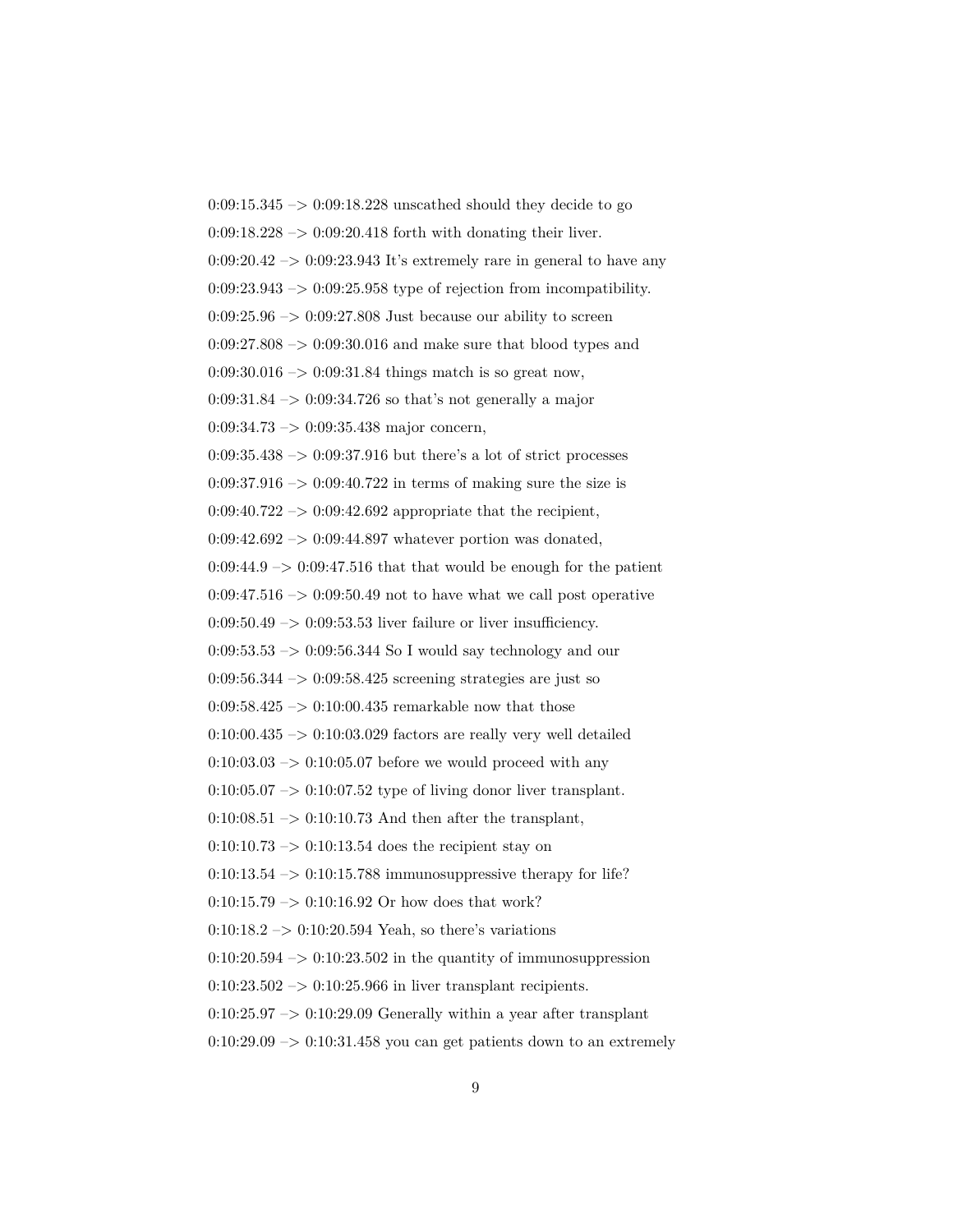0:09:15.345 –> 0:09:18.228 unscathed should they decide to go

0:09:18.228 –> 0:09:20.418 forth with donating their liver.

0:09:20.42 –> 0:09:23.943 It's extremely rare in general to have any

0:09:23.943 –> 0:09:25.958 type of rejection from incompatibility.

0:09:25.96 –> 0:09:27.808 Just because our ability to screen

0:09:27.808 –> 0:09:30.016 and make sure that blood types and

0:09:30.016 –> 0:09:31.84 things match is so great now,

0:09:31.84 –> 0:09:34.726 so that's not generally a major

0:09:34.73 –> 0:09:35.438 major concern,

0:09:35.438 –> 0:09:37.916 but there's a lot of strict processes

0:09:37.916 –> 0:09:40.722 in terms of making sure the size is

0:09:40.722 –> 0:09:42.692 appropriate that the recipient,

0:09:42.692 –> 0:09:44.897 whatever portion was donated,

0:09:44.9 –> 0:09:47.516 that that would be enough for the patient

0:09:47.516 –> 0:09:50.49 not to have what we call post operative

0:09:50.49 –> 0:09:53.53 liver failure or liver insufficiency.

0:09:53.53 –> 0:09:56.344 So I would say technology and our

0:09:56.344 –> 0:09:58.425 screening strategies are just so

0:09:58.425 –> 0:10:00.435 remarkable now that those

0:10:00.435 –> 0:10:03.029 factors are really very well detailed

0:10:03.03 –> 0:10:05.07 before we would proceed with any

0:10:05.07 –> 0:10:07.52 type of living donor liver transplant.

0:10:08.51 –> 0:10:10.73 And then after the transplant,

0:10:10.73 –> 0:10:13.54 does the recipient stay on

0:10:13.54 –> 0:10:15.788 immunosuppressive therapy for life?

0:10:15.79 –> 0:10:16.92 Or how does that work?

0:10:18.2 –> 0:10:20.594 Yeah, so there's variations

0:10:20.594 –> 0:10:23.502 in the quantity of immunosuppression

0:10:23.502 –> 0:10:25.966 in liver transplant recipients.

0:10:25.97 –> 0:10:29.09 Generally within a year after transplant

0:10:29.09 –> 0:10:31.458 you can get patients down to an extremely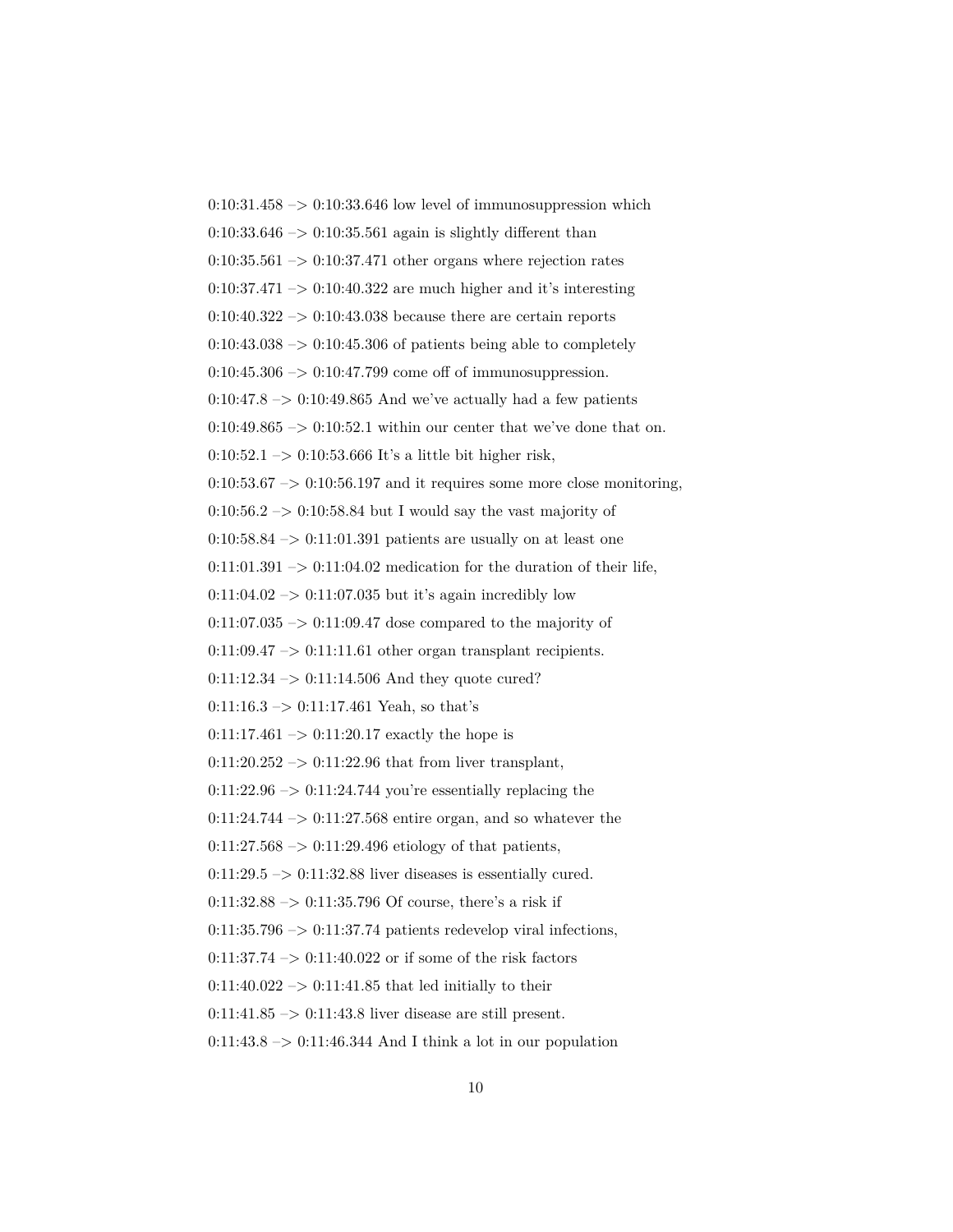0:10:31.458 –> 0:10:33.646 low level of immunosuppression which

0:10:33.646 –> 0:10:35.561 again is slightly different than

0:10:35.561 –> 0:10:37.471 other organs where rejection rates

0:10:37.471 –> 0:10:40.322 are much higher and it's interesting

0:10:40.322 –> 0:10:43.038 because there are certain reports

0:10:43.038 –> 0:10:45.306 of patients being able to completely

0:10:45.306 –> 0:10:47.799 come off of immunosuppression.

0:10:47.8 –> 0:10:49.865 And we've actually had a few patients

0:10:49.865 –> 0:10:52.1 within our center that we've done that on.

0:10:52.1 –> 0:10:53.666 It's a little bit higher risk,

0:10:53.67 –> 0:10:56.197 and it requires some more close monitoring,

0:10:56.2 –> 0:10:58.84 but I would say the vast majority of

0:10:58.84 –> 0:11:01.391 patients are usually on at least one

0:11:01.391 –> 0:11:04.02 medication for the duration of their life,

0:11:04.02 –> 0:11:07.035 but it's again incredibly low

0:11:07.035 –> 0:11:09.47 dose compared to the majority of

0:11:09.47 –> 0:11:11.61 other organ transplant recipients.

0:11:12.34 –> 0:11:14.506 And they quote cured?

0:11:16.3 –> 0:11:17.461 Yeah, so that's

0:11:17.461 –> 0:11:20.17 exactly the hope is

0:11:20.252 –> 0:11:22.96 that from liver transplant,

0:11:22.96 –> 0:11:24.744 you're essentially replacing the

0:11:24.744 –> 0:11:27.568 entire organ, and so whatever the

0:11:27.568 –> 0:11:29.496 etiology of that patients,

0:11:29.5 –> 0:11:32.88 liver diseases is essentially cured.

0:11:32.88 –> 0:11:35.796 Of course, there's a risk if

0:11:35.796 –> 0:11:37.74 patients redevelop viral infections,

0:11:37.74 –> 0:11:40.022 or if some of the risk factors

0:11:40.022 –> 0:11:41.85 that led initially to their

0:11:41.85 –> 0:11:43.8 liver disease are still present.

0:11:43.8 –> 0:11:46.344 And I think a lot in our population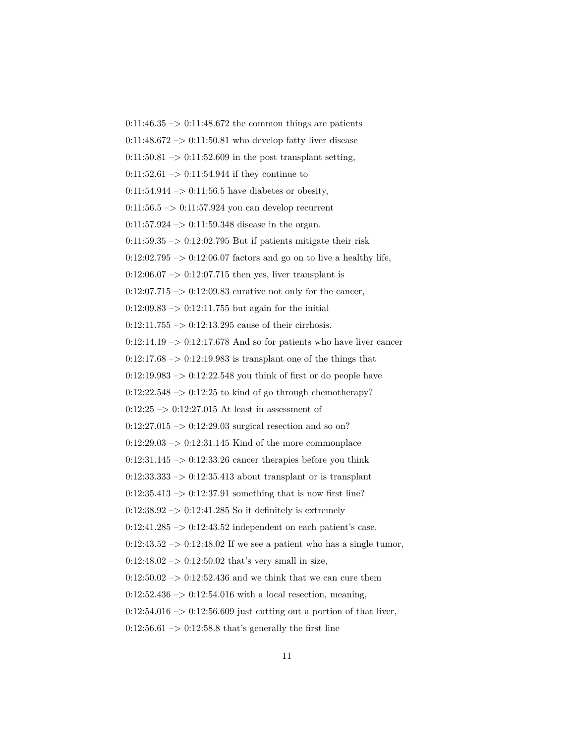0:11:46.35 –> 0:11:48.672 the common things are patients

0:11:48.672 –> 0:11:50.81 who develop fatty liver disease

0:11:50.81 –> 0:11:52.609 in the post transplant setting,

0:11:52.61 –> 0:11:54.944 if they continue to

0:11:54.944 –> 0:11:56.5 have diabetes or obesity,

0:11:56.5 –> 0:11:57.924 you can develop recurrent

0:11:57.924 –> 0:11:59.348 disease in the organ.

0:11:59.35 –> 0:12:02.795 But if patients mitigate their risk

0:12:02.795 –> 0:12:06.07 factors and go on to live a healthy life,

0:12:06.07 –> 0:12:07.715 then yes, liver transplant is

0:12:07.715 –> 0:12:09.83 curative not only for the cancer,

0:12:09.83 –> 0:12:11.755 but again for the initial

0:12:11.755 –> 0:12:13.295 cause of their cirrhosis.

0:12:14.19 –> 0:12:17.678 And so for patients who have liver cancer

0:12:17.68 –> 0:12:19.983 is transplant one of the things that

0:12:19.983 –> 0:12:22.548 you think of first or do people have

0:12:22.548 –> 0:12:25 to kind of go through chemotherapy?

0:12:25 –> 0:12:27.015 At least in assessment of

0:12:27.015 –> 0:12:29.03 surgical resection and so on?

0:12:29.03 –> 0:12:31.145 Kind of the more commonplace

0:12:31.145 –> 0:12:33.26 cancer therapies before you think

0:12:33.333 –> 0:12:35.413 about transplant or is transplant

0:12:35.413 –> 0:12:37.91 something that is now first line?

0:12:38.92 –> 0:12:41.285 So it definitely is extremely

0:12:41.285 –> 0:12:43.52 independent on each patient's case.

0:12:43.52 –> 0:12:48.02 If we see a patient who has a single tumor,

0:12:48.02 –> 0:12:50.02 that's very small in size,

0:12:50.02 –> 0:12:52.436 and we think that we can cure them

0:12:52.436 –> 0:12:54.016 with a local resection, meaning,

0:12:54.016 –> 0:12:56.609 just cutting out a portion of that liver,

0:12:56.61 –> 0:12:58.8 that's generally the first line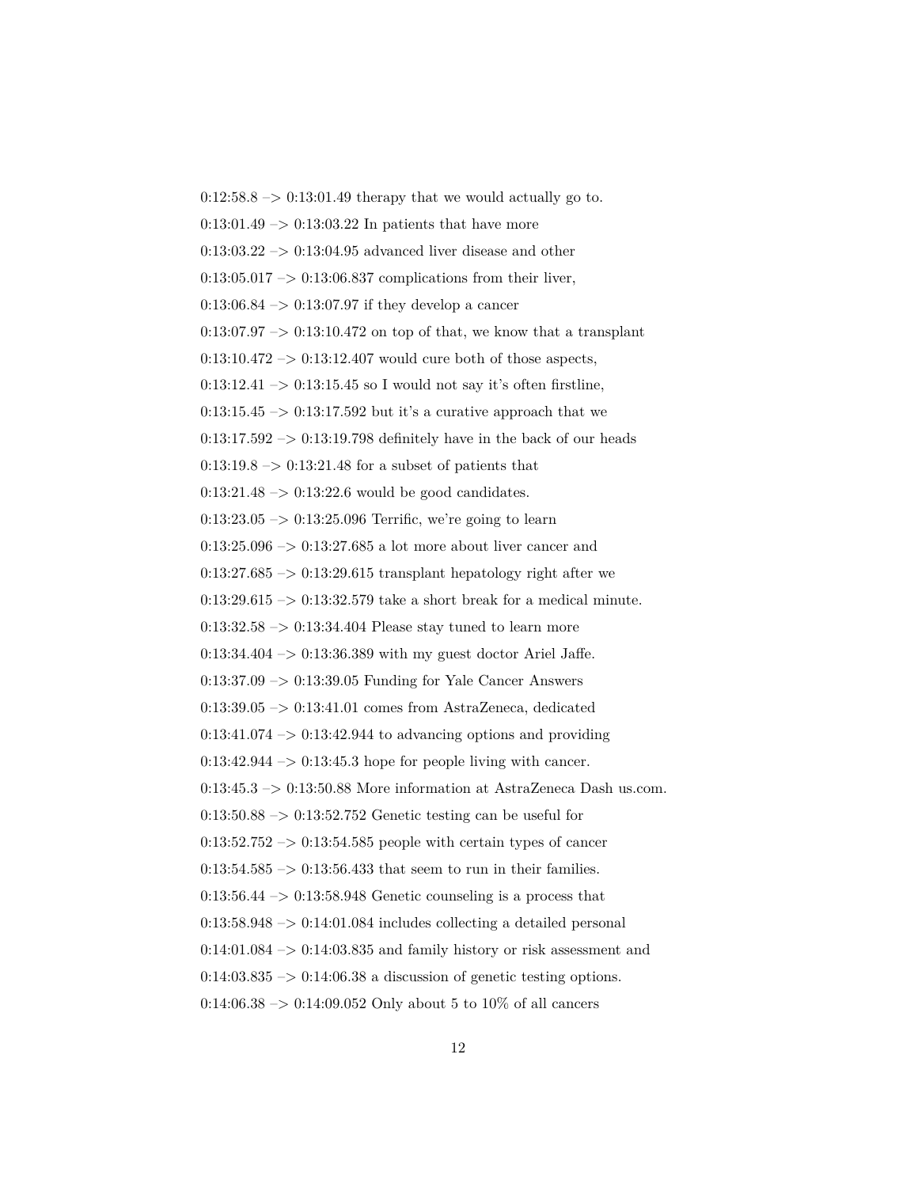0:12:58.8 –> 0:13:01.49 therapy that we would actually go to.

0:13:01.49 –> 0:13:03.22 In patients that have more

0:13:03.22 –> 0:13:04.95 advanced liver disease and other

0:13:05.017 –> 0:13:06.837 complications from their liver,

0:13:06.84 –> 0:13:07.97 if they develop a cancer

0:13:07.97 –> 0:13:10.472 on top of that, we know that a transplant

0:13:10.472 –> 0:13:12.407 would cure both of those aspects,

0:13:12.41 –> 0:13:15.45 so I would not say it's often firstline,

0:13:15.45 –> 0:13:17.592 but it's a curative approach that we

0:13:17.592 –> 0:13:19.798 definitely have in the back of our heads

0:13:19.8 –> 0:13:21.48 for a subset of patients that

0:13:21.48 –> 0:13:22.6 would be good candidates.

0:13:23.05 –> 0:13:25.096 Terrific, we're going to learn

0:13:25.096 –> 0:13:27.685 a lot more about liver cancer and

0:13:27.685 –> 0:13:29.615 transplant hepatology right after we

0:13:29.615 –> 0:13:32.579 take a short break for a medical minute.

0:13:32.58 –> 0:13:34.404 Please stay tuned to learn more

0:13:34.404 –> 0:13:36.389 with my guest doctor Ariel Jaffe.

0:13:37.09 –> 0:13:39.05 Funding for Yale Cancer Answers

0:13:39.05 –> 0:13:41.01 comes from AstraZeneca, dedicated

0:13:41.074 –> 0:13:42.944 to advancing options and providing

0:13:42.944 –> 0:13:45.3 hope for people living with cancer.

0:13:45.3 –> 0:13:50.88 More information at AstraZeneca Dash us.com.

0:13:50.88 –> 0:13:52.752 Genetic testing can be useful for

0:13:52.752 –> 0:13:54.585 people with certain types of cancer

0:13:54.585 –> 0:13:56.433 that seem to run in their families.

0:13:56.44 –> 0:13:58.948 Genetic counseling is a process that

0:13:58.948 –> 0:14:01.084 includes collecting a detailed personal

0:14:01.084 –> 0:14:03.835 and family history or risk assessment and

0:14:03.835 –> 0:14:06.38 a discussion of genetic testing options.

0:14:06.38 –> 0:14:09.052 Only about 5 to 10% of all cancers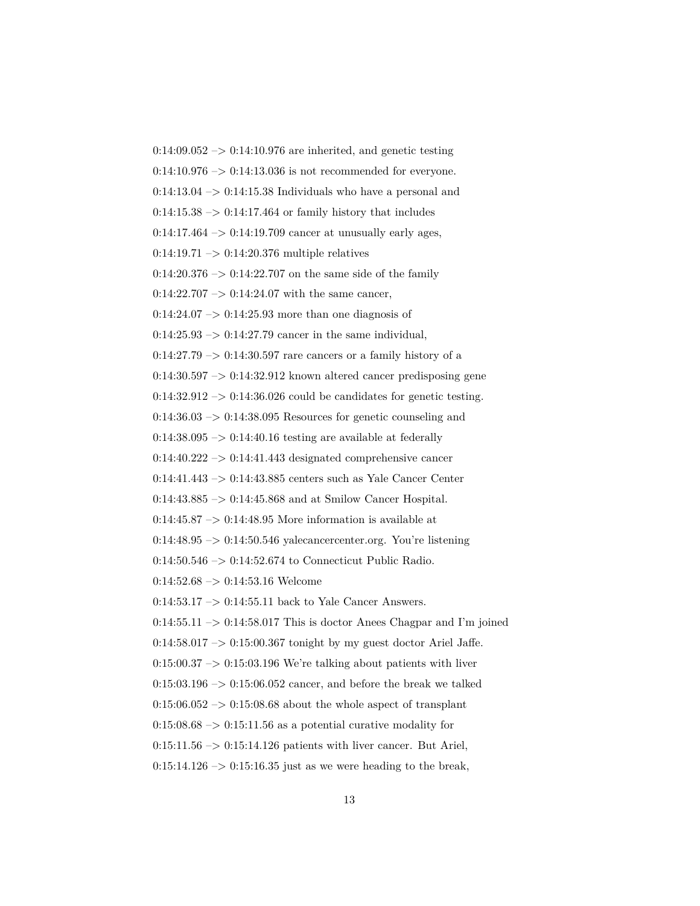0:14:09.052 –> 0:14:10.976 are inherited, and genetic testing

0:14:10.976 –> 0:14:13.036 is not recommended for everyone.

0:14:13.04 –> 0:14:15.38 Individuals who have a personal and

0:14:15.38 –> 0:14:17.464 or family history that includes

0:14:17.464 –> 0:14:19.709 cancer at unusually early ages,

0:14:19.71 –> 0:14:20.376 multiple relatives

0:14:20.376 –> 0:14:22.707 on the same side of the family

0:14:22.707 –> 0:14:24.07 with the same cancer,

0:14:24.07 –> 0:14:25.93 more than one diagnosis of

0:14:25.93 –> 0:14:27.79 cancer in the same individual,

0:14:27.79 –> 0:14:30.597 rare cancers or a family history of a

0:14:30.597 –> 0:14:32.912 known altered cancer predisposing gene

0:14:32.912 –> 0:14:36.026 could be candidates for genetic testing.

0:14:36.03 –> 0:14:38.095 Resources for genetic counseling and

0:14:38.095 –> 0:14:40.16 testing are available at federally

0:14:40.222 –> 0:14:41.443 designated comprehensive cancer

0:14:41.443 –> 0:14:43.885 centers such as Yale Cancer Center

0:14:43.885 –> 0:14:45.868 and at Smilow Cancer Hospital.

0:14:45.87 –> 0:14:48.95 More information is available at

0:14:48.95 –> 0:14:50.546 yalecancercenter.org. You're listening

0:14:50.546 –> 0:14:52.674 to Connecticut Public Radio.

0:14:52.68 –> 0:14:53.16 Welcome

0:14:53.17 –> 0:14:55.11 back to Yale Cancer Answers.

0:14:55.11 –> 0:14:58.017 This is doctor Anees Chagpar and I'm joined

0:14:58.017 –> 0:15:00.367 tonight by my guest doctor Ariel Jaffe.

0:15:00.37 –> 0:15:03.196 We're talking about patients with liver

0:15:03.196 –> 0:15:06.052 cancer, and before the break we talked

0:15:06.052 –> 0:15:08.68 about the whole aspect of transplant

0:15:08.68 –> 0:15:11.56 as a potential curative modality for

0:15:11.56 –> 0:15:14.126 patients with liver cancer. But Ariel,

0:15:14.126 –> 0:15:16.35 just as we were heading to the break,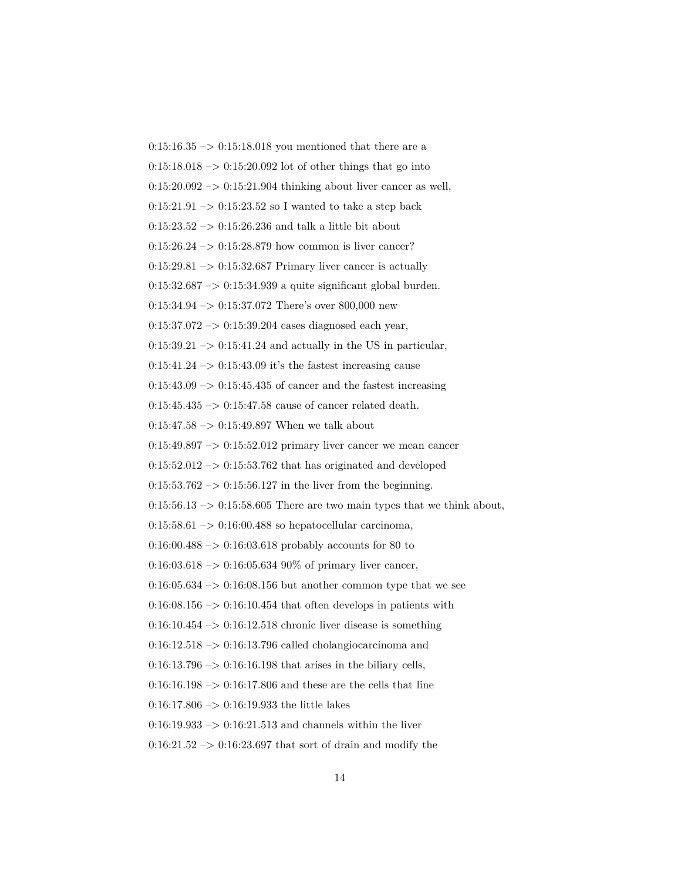0:15:16.35 –> 0:15:18.018 you mentioned that there are a

0:15:18.018 –> 0:15:20.092 lot of other things that go into

0:15:20.092 –> 0:15:21.904 thinking about liver cancer as well,

0:15:21.91 –> 0:15:23.52 so I wanted to take a step back

0:15:23.52 –> 0:15:26.236 and talk a little bit about

0:15:26.24 –> 0:15:28.879 how common is liver cancer?

0:15:29.81 –> 0:15:32.687 Primary liver cancer is actually

0:15:32.687 –> 0:15:34.939 a quite significant global burden.

0:15:34.94 –> 0:15:37.072 There's over 800,000 new

0:15:37.072 –> 0:15:39.204 cases diagnosed each year,

0:15:39.21 –> 0:15:41.24 and actually in the US in particular,

0:15:41.24 –> 0:15:43.09 it's the fastest increasing cause

0:15:43.09 –> 0:15:45.435 of cancer and the fastest increasing

0:15:45.435 –> 0:15:47.58 cause of cancer related death.

0:15:47.58 –> 0:15:49.897 When we talk about

0:15:49.897 –> 0:15:52.012 primary liver cancer we mean cancer

0:15:52.012 –> 0:15:53.762 that has originated and developed

0:15:53.762 –> 0:15:56.127 in the liver from the beginning.

0:15:56.13 –> 0:15:58.605 There are two main types that we think about,

0:15:58.61 –> 0:16:00.488 so hepatocellular carcinoma,

0:16:00.488 –> 0:16:03.618 probably accounts for 80 to

0:16:03.618 –> 0:16:05.634 90% of primary liver cancer,

0:16:05.634 –> 0:16:08.156 but another common type that we see

0:16:08.156 –> 0:16:10.454 that often develops in patients with

0:16:10.454 –> 0:16:12.518 chronic liver disease is something

0:16:12.518 –> 0:16:13.796 called cholangiocarcinoma and

0:16:13.796 –> 0:16:16.198 that arises in the biliary cells,

0:16:16.198 –> 0:16:17.806 and these are the cells that line

0:16:17.806 –> 0:16:19.933 the little lakes

0:16:19.933 –> 0:16:21.513 and channels within the liver

0:16:21.52 –> 0:16:23.697 that sort of drain and modify the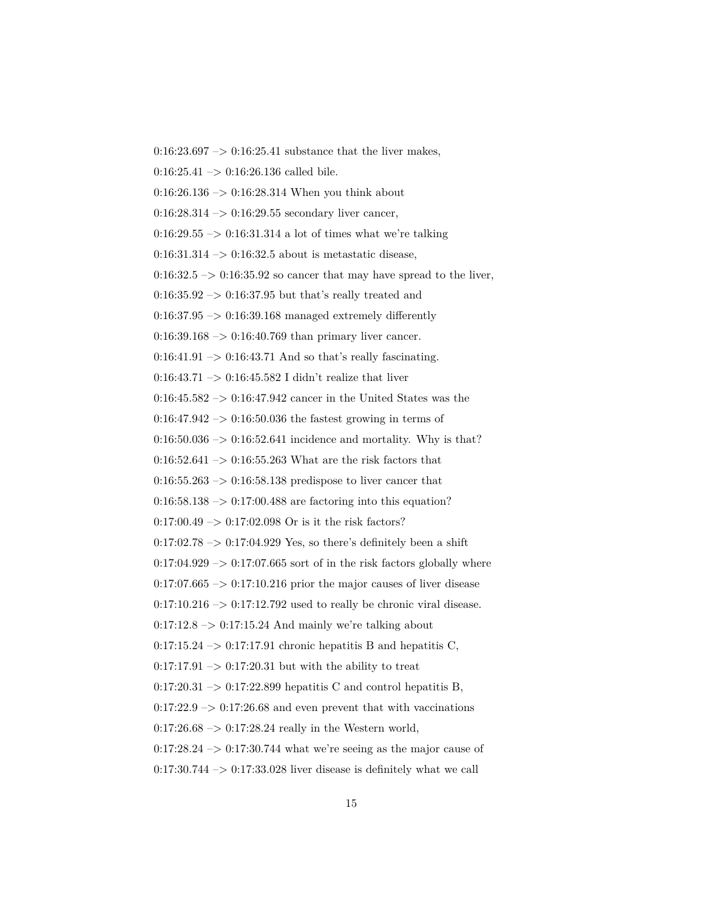0:16:23.697 –> 0:16:25.41 substance that the liver makes,

0:16:25.41 –> 0:16:26.136 called bile.

0:16:26.136 –> 0:16:28.314 When you think about

0:16:28.314 –> 0:16:29.55 secondary liver cancer,

0:16:29.55 –> 0:16:31.314 a lot of times what we're talking

0:16:31.314 –> 0:16:32.5 about is metastatic disease,

0:16:32.5 –> 0:16:35.92 so cancer that may have spread to the liver,

0:16:35.92 –> 0:16:37.95 but that's really treated and

0:16:37.95 –> 0:16:39.168 managed extremely differently

0:16:39.168 –> 0:16:40.769 than primary liver cancer.

0:16:41.91 –> 0:16:43.71 And so that's really fascinating.

0:16:43.71 –> 0:16:45.582 I didn't realize that liver

0:16:45.582 –> 0:16:47.942 cancer in the United States was the

0:16:47.942 –> 0:16:50.036 the fastest growing in terms of

0:16:50.036 –> 0:16:52.641 incidence and mortality. Why is that?

0:16:52.641 –> 0:16:55.263 What are the risk factors that

0:16:55.263 –> 0:16:58.138 predispose to liver cancer that

0:16:58.138 –> 0:17:00.488 are factoring into this equation?

0:17:00.49 –> 0:17:02.098 Or is it the risk factors?

0:17:02.78 –> 0:17:04.929 Yes, so there's definitely been a shift

0:17:04.929 –> 0:17:07.665 sort of in the risk factors globally where

0:17:07.665 –> 0:17:10.216 prior the major causes of liver disease

0:17:10.216 –> 0:17:12.792 used to really be chronic viral disease.

0:17:12.8 –> 0:17:15.24 And mainly we're talking about

0:17:15.24 –> 0:17:17.91 chronic hepatitis B and hepatitis C,

0:17:17.91 –> 0:17:20.31 but with the ability to treat

0:17:20.31 –> 0:17:22.899 hepatitis C and control hepatitis B,

0:17:22.9 –> 0:17:26.68 and even prevent that with vaccinations

0:17:26.68 –> 0:17:28.24 really in the Western world,

0:17:28.24 –> 0:17:30.744 what we're seeing as the major cause of

0:17:30.744 –> 0:17:33.028 liver disease is definitely what we call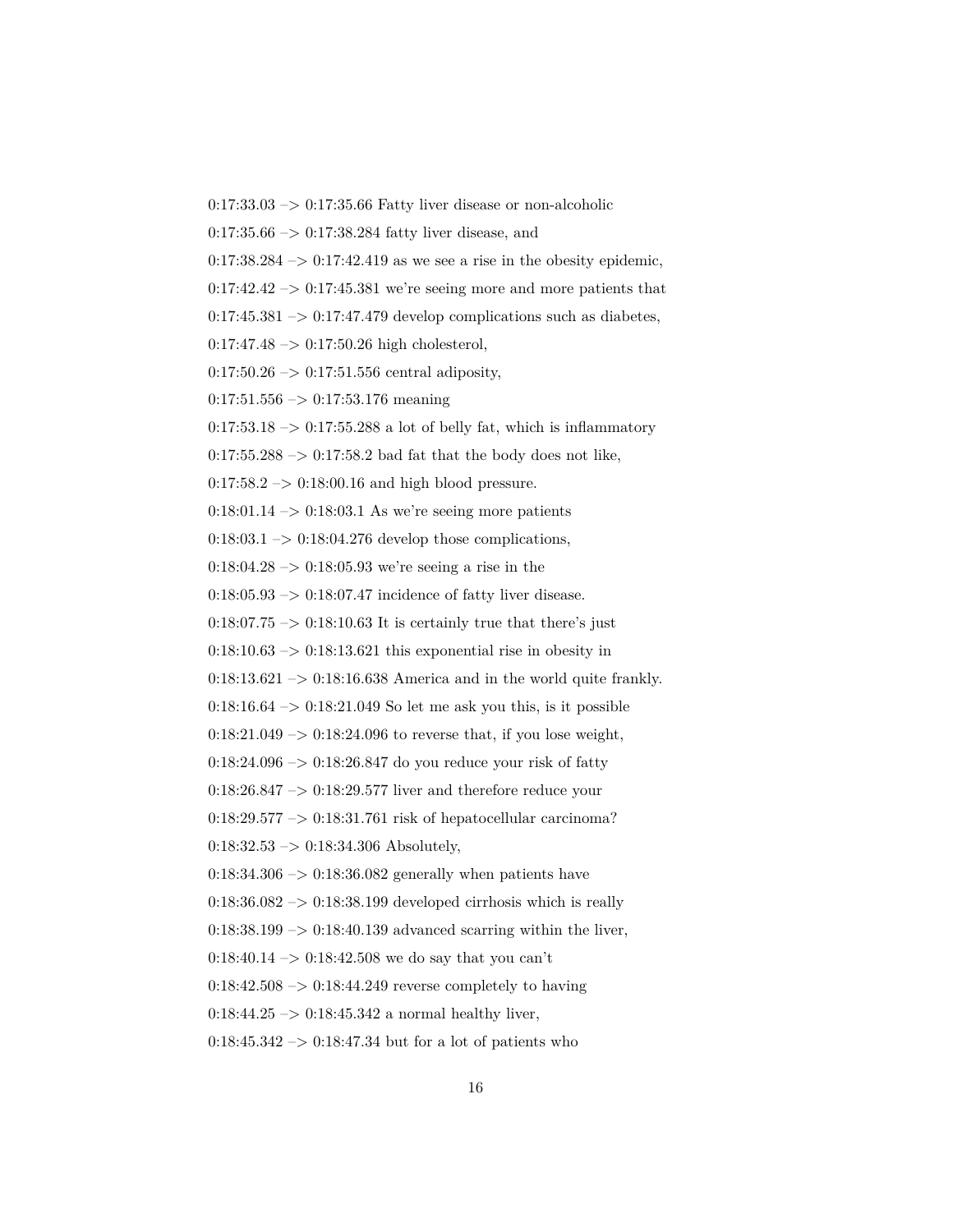0:17:33.03 –> 0:17:35.66 Fatty liver disease or non-alcoholic

0:17:35.66 –> 0:17:38.284 fatty liver disease, and

0:17:38.284 –> 0:17:42.419 as we see a rise in the obesity epidemic,

0:17:42.42 –> 0:17:45.381 we're seeing more and more patients that

0:17:45.381 –> 0:17:47.479 develop complications such as diabetes,

0:17:47.48 –> 0:17:50.26 high cholesterol,

0:17:50.26 –> 0:17:51.556 central adiposity,

0:17:51.556 –> 0:17:53.176 meaning

0:17:53.18 –> 0:17:55.288 a lot of belly fat, which is inflammatory

0:17:55.288 –> 0:17:58.2 bad fat that the body does not like,

0:17:58.2 –> 0:18:00.16 and high blood pressure.

0:18:01.14 –> 0:18:03.1 As we're seeing more patients

0:18:03.1 –> 0:18:04.276 develop those complications,

0:18:04.28 –> 0:18:05.93 we're seeing a rise in the

0:18:05.93 –> 0:18:07.47 incidence of fatty liver disease.

0:18:07.75 –> 0:18:10.63 It is certainly true that there's just

0:18:10.63 –> 0:18:13.621 this exponential rise in obesity in

0:18:13.621 –> 0:18:16.638 America and in the world quite frankly.

0:18:16.64 –> 0:18:21.049 So let me ask you this, is it possible

0:18:21.049 –> 0:18:24.096 to reverse that, if you lose weight,

0:18:24.096 –> 0:18:26.847 do you reduce your risk of fatty

0:18:26.847 –> 0:18:29.577 liver and therefore reduce your

0:18:29.577 –> 0:18:31.761 risk of hepatocellular carcinoma?

0:18:32.53 –> 0:18:34.306 Absolutely,

0:18:34.306 –> 0:18:36.082 generally when patients have

0:18:36.082 –> 0:18:38.199 developed cirrhosis which is really

0:18:38.199 –> 0:18:40.139 advanced scarring within the liver,

0:18:40.14 –> 0:18:42.508 we do say that you can't

0:18:42.508 –> 0:18:44.249 reverse completely to having

0:18:44.25 –> 0:18:45.342 a normal healthy liver,

0:18:45.342 –> 0:18:47.34 but for a lot of patients who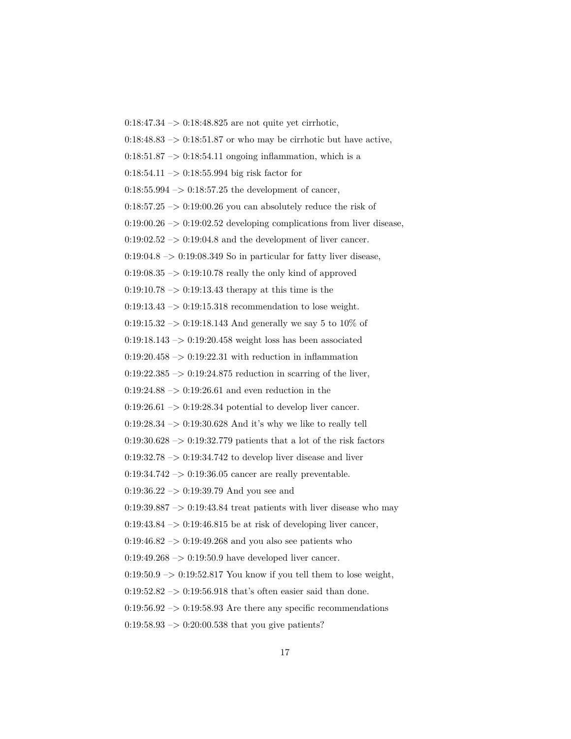0:18:47.34 –> 0:18:48.825 are not quite yet cirrhotic,

0:18:48.83 –> 0:18:51.87 or who may be cirrhotic but have active,

0:18:51.87 –> 0:18:54.11 ongoing inflammation, which is a

0:18:54.11 –> 0:18:55.994 big risk factor for

0:18:55.994 –> 0:18:57.25 the development of cancer,

0:18:57.25 –> 0:19:00.26 you can absolutely reduce the risk of

0:19:00.26 –> 0:19:02.52 developing complications from liver disease,

0:19:02.52 –> 0:19:04.8 and the development of liver cancer.

0:19:04.8 –> 0:19:08.349 So in particular for fatty liver disease,

0:19:08.35 –> 0:19:10.78 really the only kind of approved

0:19:10.78 –> 0:19:13.43 therapy at this time is the

0:19:13.43 –> 0:19:15.318 recommendation to lose weight.

0:19:15.32 –> 0:19:18.143 And generally we say 5 to 10% of

0:19:18.143 –> 0:19:20.458 weight loss has been associated

0:19:20.458 –> 0:19:22.31 with reduction in inflammation

0:19:22.385 –> 0:19:24.875 reduction in scarring of the liver,

0:19:24.88 –> 0:19:26.61 and even reduction in the

0:19:26.61 –> 0:19:28.34 potential to develop liver cancer.

0:19:28.34 –> 0:19:30.628 And it's why we like to really tell

0:19:30.628 –> 0:19:32.779 patients that a lot of the risk factors

0:19:32.78 –> 0:19:34.742 to develop liver disease and liver

0:19:34.742 –> 0:19:36.05 cancer are really preventable.

0:19:36.22 –> 0:19:39.79 And you see and

0:19:39.887 –> 0:19:43.84 treat patients with liver disease who may

0:19:43.84 –> 0:19:46.815 be at risk of developing liver cancer,

0:19:46.82 –> 0:19:49.268 and you also see patients who

0:19:49.268 –> 0:19:50.9 have developed liver cancer.

0:19:50.9 –> 0:19:52.817 You know if you tell them to lose weight,

0:19:52.82 –> 0:19:56.918 that's often easier said than done.

0:19:56.92 –> 0:19:58.93 Are there any specific recommendations

0:19:58.93 –> 0:20:00.538 that you give patients?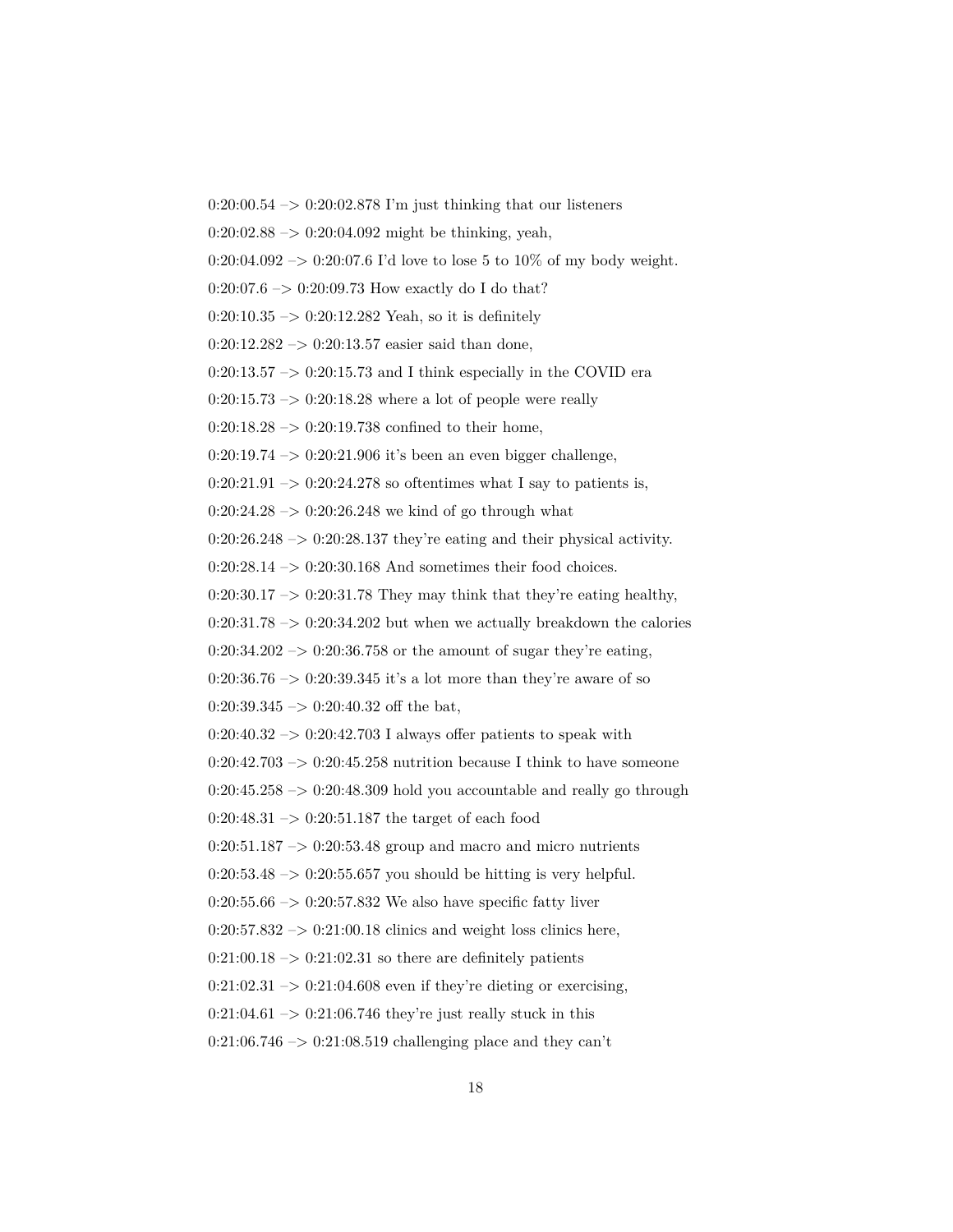0:20:00.54 –> 0:20:02.878 I'm just thinking that our listeners

0:20:02.88 –> 0:20:04.092 might be thinking, yeah,

0:20:04.092 –> 0:20:07.6 I'd love to lose 5 to 10% of my body weight.

0:20:07.6 –> 0:20:09.73 How exactly do I do that?

0:20:10.35 –> 0:20:12.282 Yeah, so it is definitely

0:20:12.282 –> 0:20:13.57 easier said than done,

0:20:13.57 –> 0:20:15.73 and I think especially in the COVID era

0:20:15.73 –> 0:20:18.28 where a lot of people were really

0:20:18.28 –> 0:20:19.738 confined to their home,

0:20:19.74 –> 0:20:21.906 it's been an even bigger challenge,

0:20:21.91 –> 0:20:24.278 so oftentimes what I say to patients is,

0:20:24.28 –> 0:20:26.248 we kind of go through what

0:20:26.248 –> 0:20:28.137 they're eating and their physical activity.

0:20:28.14 –> 0:20:30.168 And sometimes their food choices.

0:20:30.17 –> 0:20:31.78 They may think that they're eating healthy,

0:20:31.78 –> 0:20:34.202 but when we actually breakdown the calories

0:20:34.202 –> 0:20:36.758 or the amount of sugar they're eating,

0:20:36.76 –> 0:20:39.345 it's a lot more than they're aware of so

0:20:39.345 –> 0:20:40.32 off the bat,

0:20:40.32 –> 0:20:42.703 I always offer patients to speak with

0:20:42.703 –> 0:20:45.258 nutrition because I think to have someone

0:20:45.258 –> 0:20:48.309 hold you accountable and really go through

0:20:48.31 –> 0:20:51.187 the target of each food

0:20:51.187 –> 0:20:53.48 group and macro and micro nutrients

0:20:53.48 –> 0:20:55.657 you should be hitting is very helpful.

0:20:55.66 –> 0:20:57.832 We also have specific fatty liver

0:20:57.832 –> 0:21:00.18 clinics and weight loss clinics here,

0:21:00.18 –> 0:21:02.31 so there are definitely patients

0:21:02.31 –> 0:21:04.608 even if they're dieting or exercising,

0:21:04.61 –> 0:21:06.746 they're just really stuck in this

0:21:06.746 –> 0:21:08.519 challenging place and they can't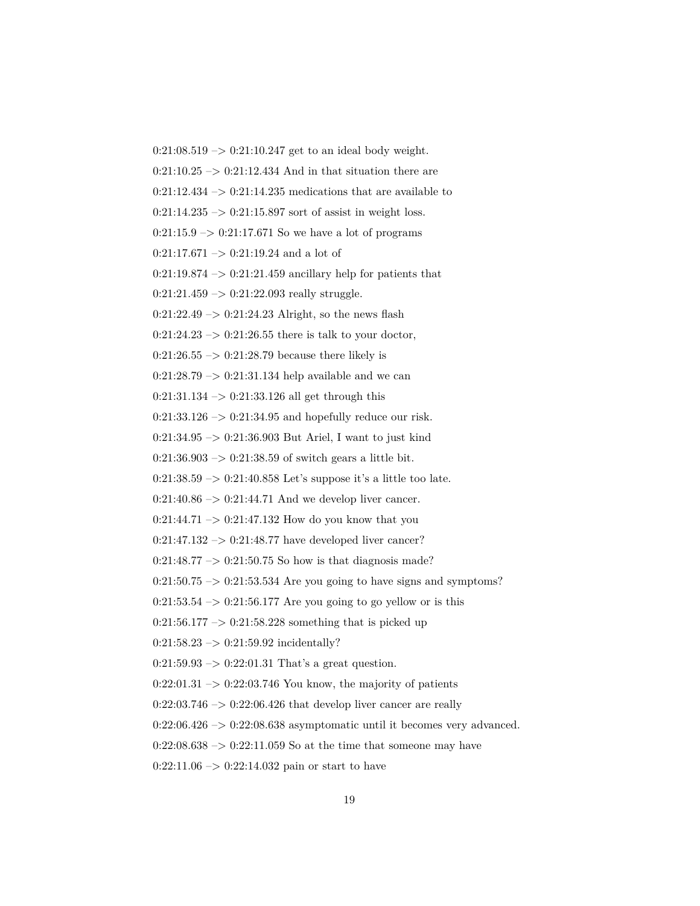0:21:08.519 –> 0:21:10.247 get to an ideal body weight.

0:21:10.25 –> 0:21:12.434 And in that situation there are

0:21:12.434 –> 0:21:14.235 medications that are available to

0:21:14.235 –> 0:21:15.897 sort of assist in weight loss.

0:21:15.9 –> 0:21:17.671 So we have a lot of programs

0:21:17.671 –> 0:21:19.24 and a lot of

0:21:19.874 –> 0:21:21.459 ancillary help for patients that

0:21:21.459 –> 0:21:22.093 really struggle.

0:21:22.49 –> 0:21:24.23 Alright, so the news flash

0:21:24.23 –> 0:21:26.55 there is talk to your doctor,

0:21:26.55 –> 0:21:28.79 because there likely is

0:21:28.79 –> 0:21:31.134 help available and we can

0:21:31.134 –> 0:21:33.126 all get through this

0:21:33.126 –> 0:21:34.95 and hopefully reduce our risk.

0:21:34.95 –> 0:21:36.903 But Ariel, I want to just kind

0:21:36.903 –> 0:21:38.59 of switch gears a little bit.

0:21:38.59 –> 0:21:40.858 Let's suppose it's a little too late.

0:21:40.86 –> 0:21:44.71 And we develop liver cancer.

0:21:44.71 –> 0:21:47.132 How do you know that you

0:21:47.132 –> 0:21:48.77 have developed liver cancer?

0:21:48.77 –> 0:21:50.75 So how is that diagnosis made?

0:21:50.75 –> 0:21:53.534 Are you going to have signs and symptoms?

0:21:53.54 –> 0:21:56.177 Are you going to go yellow or is this

0:21:56.177 –> 0:21:58.228 something that is picked up

0:21:58.23 –> 0:21:59.92 incidentally?

0:21:59.93 –> 0:22:01.31 That's a great question.

0:22:01.31 –> 0:22:03.746 You know, the majority of patients

0:22:03.746 –> 0:22:06.426 that develop liver cancer are really

0:22:06.426 –> 0:22:08.638 asymptomatic until it becomes very advanced.

0:22:08.638 –> 0:22:11.059 So at the time that someone may have

0:22:11.06 –> 0:22:14.032 pain or start to have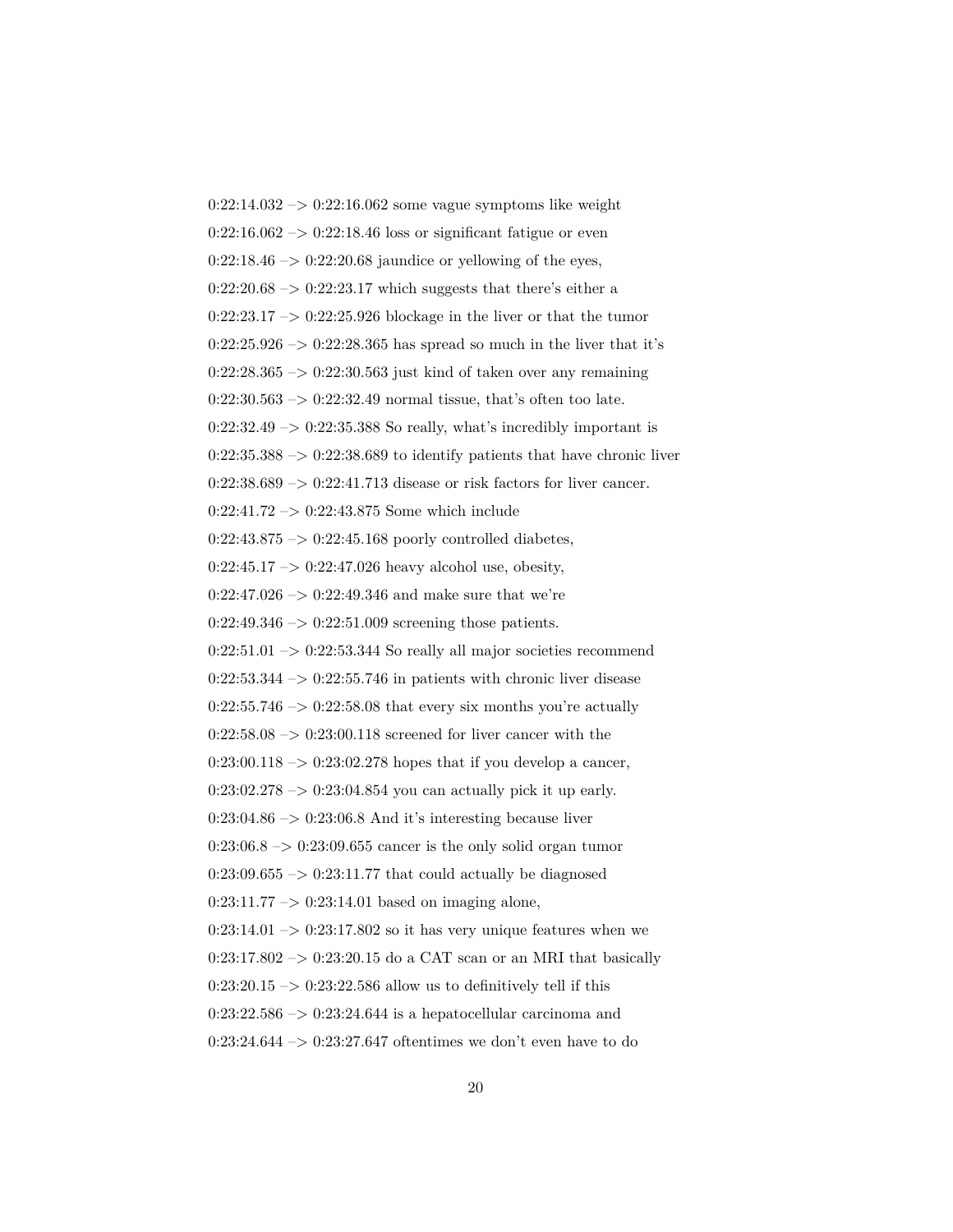0:22:14.032 –> 0:22:16.062 some vague symptoms like weight

0:22:16.062 –> 0:22:18.46 loss or significant fatigue or even

0:22:18.46 –> 0:22:20.68 jaundice or yellowing of the eyes,

0:22:20.68 –> 0:22:23.17 which suggests that there's either a

0:22:23.17 –> 0:22:25.926 blockage in the liver or that the tumor

0:22:25.926 –> 0:22:28.365 has spread so much in the liver that it's

0:22:28.365 –> 0:22:30.563 just kind of taken over any remaining

0:22:30.563 –> 0:22:32.49 normal tissue, that's often too late.

0:22:32.49 –> 0:22:35.388 So really, what's incredibly important is

0:22:35.388 –> 0:22:38.689 to identify patients that have chronic liver

0:22:38.689 –> 0:22:41.713 disease or risk factors for liver cancer.

0:22:41.72 –> 0:22:43.875 Some which include

0:22:43.875 –> 0:22:45.168 poorly controlled diabetes,

0:22:45.17 –> 0:22:47.026 heavy alcohol use, obesity,

0:22:47.026 –> 0:22:49.346 and make sure that we're

0:22:49.346 –> 0:22:51.009 screening those patients.

0:22:51.01 –> 0:22:53.344 So really all major societies recommend

0:22:53.344 –> 0:22:55.746 in patients with chronic liver disease

0:22:55.746 –> 0:22:58.08 that every six months you're actually

0:22:58.08 –> 0:23:00.118 screened for liver cancer with the

0:23:00.118 –> 0:23:02.278 hopes that if you develop a cancer,

0:23:02.278 –> 0:23:04.854 you can actually pick it up early.

0:23:04.86 –> 0:23:06.8 And it's interesting because liver

0:23:06.8 –> 0:23:09.655 cancer is the only solid organ tumor

0:23:09.655 –> 0:23:11.77 that could actually be diagnosed

0:23:11.77 –> 0:23:14.01 based on imaging alone,

0:23:14.01 –> 0:23:17.802 so it has very unique features when we

0:23:17.802 –> 0:23:20.15 do a CAT scan or an MRI that basically

0:23:20.15 –> 0:23:22.586 allow us to definitively tell if this

0:23:22.586 –> 0:23:24.644 is a hepatocellular carcinoma and

0:23:24.644 –> 0:23:27.647 oftentimes we don't even have to do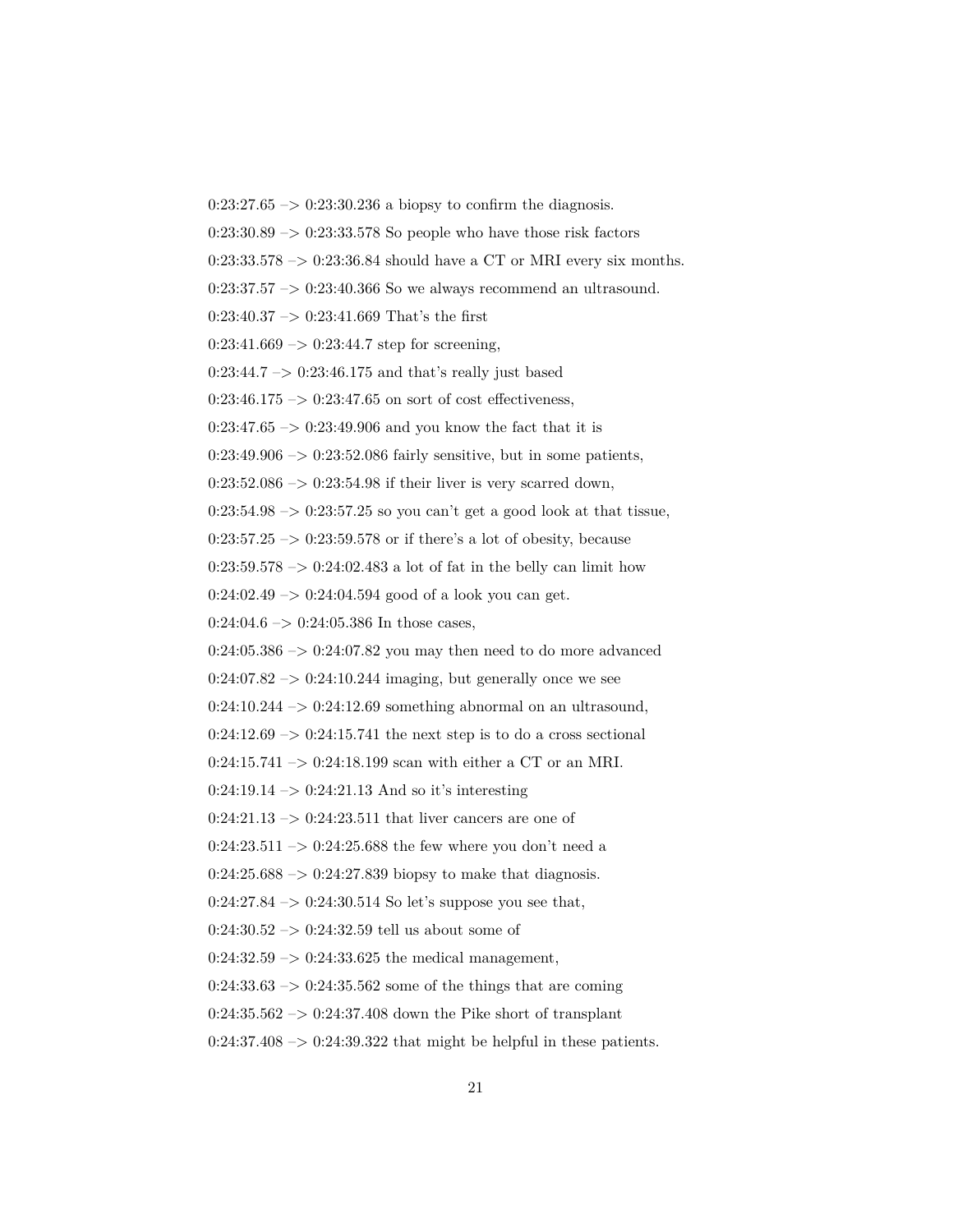0:23:27.65 –> 0:23:30.236 a biopsy to confirm the diagnosis.

0:23:30.89 –> 0:23:33.578 So people who have those risk factors

0:23:33.578 –> 0:23:36.84 should have a CT or MRI every six months.

0:23:37.57 –> 0:23:40.366 So we always recommend an ultrasound.

0:23:40.37 –> 0:23:41.669 That's the first

0:23:41.669 –> 0:23:44.7 step for screening,

0:23:44.7 –> 0:23:46.175 and that's really just based

0:23:46.175 –> 0:23:47.65 on sort of cost effectiveness,

0:23:47.65 –> 0:23:49.906 and you know the fact that it is

0:23:49.906 –> 0:23:52.086 fairly sensitive, but in some patients,

0:23:52.086 –> 0:23:54.98 if their liver is very scarred down,

0:23:54.98 –> 0:23:57.25 so you can't get a good look at that tissue,

0:23:57.25 –> 0:23:59.578 or if there's a lot of obesity, because

0:23:59.578 –> 0:24:02.483 a lot of fat in the belly can limit how

0:24:02.49 –> 0:24:04.594 good of a look you can get.

0:24:04.6 –> 0:24:05.386 In those cases,

0:24:05.386 –> 0:24:07.82 you may then need to do more advanced

0:24:07.82 –> 0:24:10.244 imaging, but generally once we see

0:24:10.244 –> 0:24:12.69 something abnormal on an ultrasound,

0:24:12.69 –> 0:24:15.741 the next step is to do a cross sectional

0:24:15.741 –> 0:24:18.199 scan with either a CT or an MRI.

0:24:19.14 –> 0:24:21.13 And so it's interesting

0:24:21.13 –> 0:24:23.511 that liver cancers are one of

0:24:23.511 –> 0:24:25.688 the few where you don't need a

0:24:25.688 –> 0:24:27.839 biopsy to make that diagnosis.

0:24:27.84 –> 0:24:30.514 So let's suppose you see that,

0:24:30.52 –> 0:24:32.59 tell us about some of

0:24:32.59 –> 0:24:33.625 the medical management,

0:24:33.63 –> 0:24:35.562 some of the things that are coming

0:24:35.562 –> 0:24:37.408 down the Pike short of transplant

0:24:37.408 –> 0:24:39.322 that might be helpful in these patients.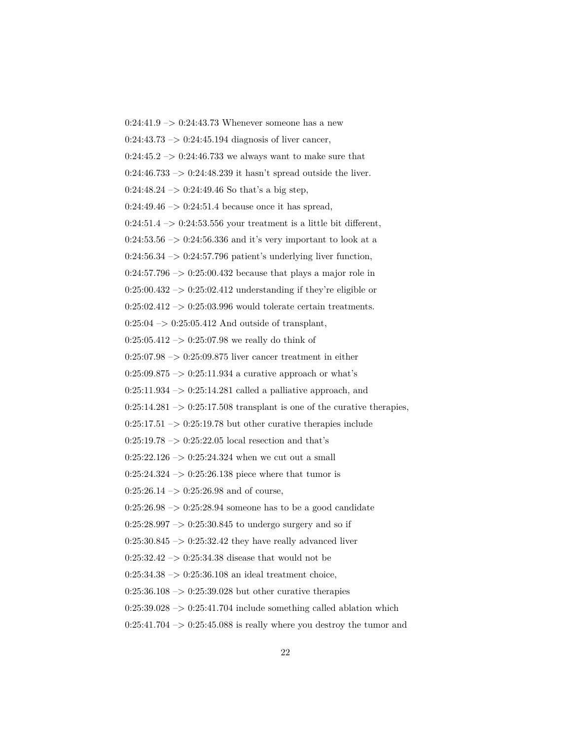0:24:41.9 –> 0:24:43.73 Whenever someone has a new

0:24:43.73 –> 0:24:45.194 diagnosis of liver cancer,

0:24:45.2 –> 0:24:46.733 we always want to make sure that

0:24:46.733 –> 0:24:48.239 it hasn't spread outside the liver.

0:24:48.24 –> 0:24:49.46 So that's a big step,

0:24:49.46 –> 0:24:51.4 because once it has spread,

0:24:51.4 –> 0:24:53.556 your treatment is a little bit different,

0:24:53.56 –> 0:24:56.336 and it's very important to look at a

0:24:56.34 –> 0:24:57.796 patient's underlying liver function,

0:24:57.796 –> 0:25:00.432 because that plays a major role in

0:25:00.432 –> 0:25:02.412 understanding if they're eligible or

0:25:02.412 –> 0:25:03.996 would tolerate certain treatments.

0:25:04 –> 0:25:05.412 And outside of transplant,

0:25:05.412 –> 0:25:07.98 we really do think of

0:25:07.98 –> 0:25:09.875 liver cancer treatment in either

0:25:09.875 –> 0:25:11.934 a curative approach or what's

0:25:11.934 –> 0:25:14.281 called a palliative approach, and

0:25:14.281 –> 0:25:17.508 transplant is one of the curative therapies,

0:25:17.51 –> 0:25:19.78 but other curative therapies include

0:25:19.78 –> 0:25:22.05 local resection and that's

0:25:22.126 –> 0:25:24.324 when we cut out a small

0:25:24.324 –> 0:25:26.138 piece where that tumor is

0:25:26.14 –> 0:25:26.98 and of course,

0:25:26.98 –> 0:25:28.94 someone has to be a good candidate

0:25:28.997 –> 0:25:30.845 to undergo surgery and so if

0:25:30.845 –> 0:25:32.42 they have really advanced liver

0:25:32.42 –> 0:25:34.38 disease that would not be

0:25:34.38 –> 0:25:36.108 an ideal treatment choice,

0:25:36.108 –> 0:25:39.028 but other curative therapies

0:25:39.028 –> 0:25:41.704 include something called ablation which

0:25:41.704 –> 0:25:45.088 is really where you destroy the tumor and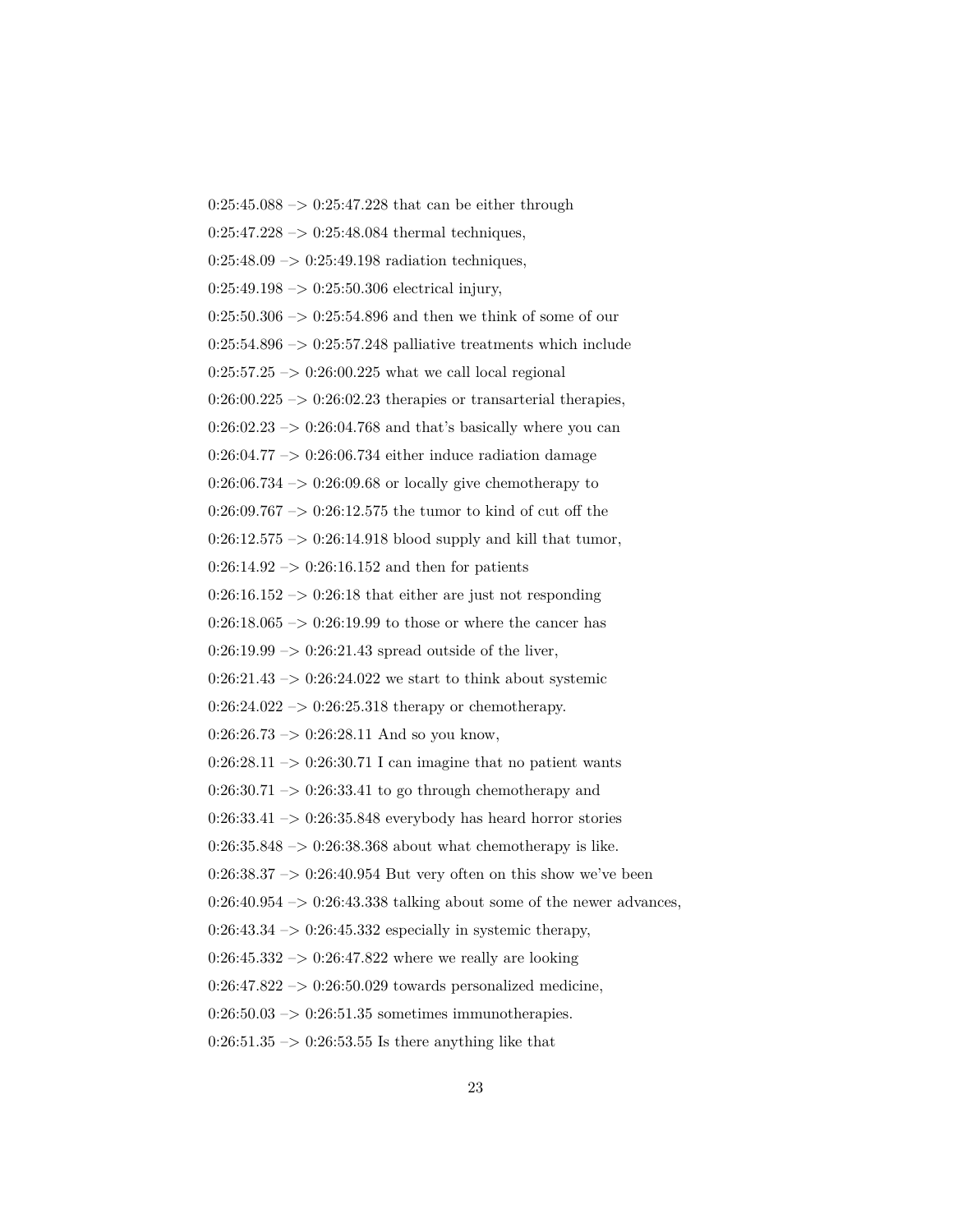0:25:45.088 –> 0:25:47.228 that can be either through

0:25:47.228 –> 0:25:48.084 thermal techniques,

0:25:48.09 –> 0:25:49.198 radiation techniques,

0:25:49.198 –> 0:25:50.306 electrical injury,

0:25:50.306 –> 0:25:54.896 and then we think of some of our

0:25:54.896 –> 0:25:57.248 palliative treatments which include

0:25:57.25 –> 0:26:00.225 what we call local regional

0:26:00.225 –> 0:26:02.23 therapies or transarterial therapies,

0:26:02.23 –> 0:26:04.768 and that's basically where you can

0:26:04.77 –> 0:26:06.734 either induce radiation damage

0:26:06.734 –> 0:26:09.68 or locally give chemotherapy to

0:26:09.767 –> 0:26:12.575 the tumor to kind of cut off the

0:26:12.575 –> 0:26:14.918 blood supply and kill that tumor,

0:26:14.92 –> 0:26:16.152 and then for patients

0:26:16.152 –> 0:26:18 that either are just not responding

0:26:18.065 –> 0:26:19.99 to those or where the cancer has

0:26:19.99 –> 0:26:21.43 spread outside of the liver,

0:26:21.43 –> 0:26:24.022 we start to think about systemic

0:26:24.022 –> 0:26:25.318 therapy or chemotherapy.

0:26:26.73 –> 0:26:28.11 And so you know,

0:26:28.11 –> 0:26:30.71 I can imagine that no patient wants

0:26:30.71 –> 0:26:33.41 to go through chemotherapy and

0:26:33.41 –> 0:26:35.848 everybody has heard horror stories

0:26:35.848 –> 0:26:38.368 about what chemotherapy is like.

0:26:38.37 –> 0:26:40.954 But very often on this show we've been

0:26:40.954 –> 0:26:43.338 talking about some of the newer advances,

0:26:43.34 –> 0:26:45.332 especially in systemic therapy,

0:26:45.332 –> 0:26:47.822 where we really are looking

0:26:47.822 –> 0:26:50.029 towards personalized medicine,

0:26:50.03 –> 0:26:51.35 sometimes immunotherapies.

0:26:51.35 –> 0:26:53.55 Is there anything like that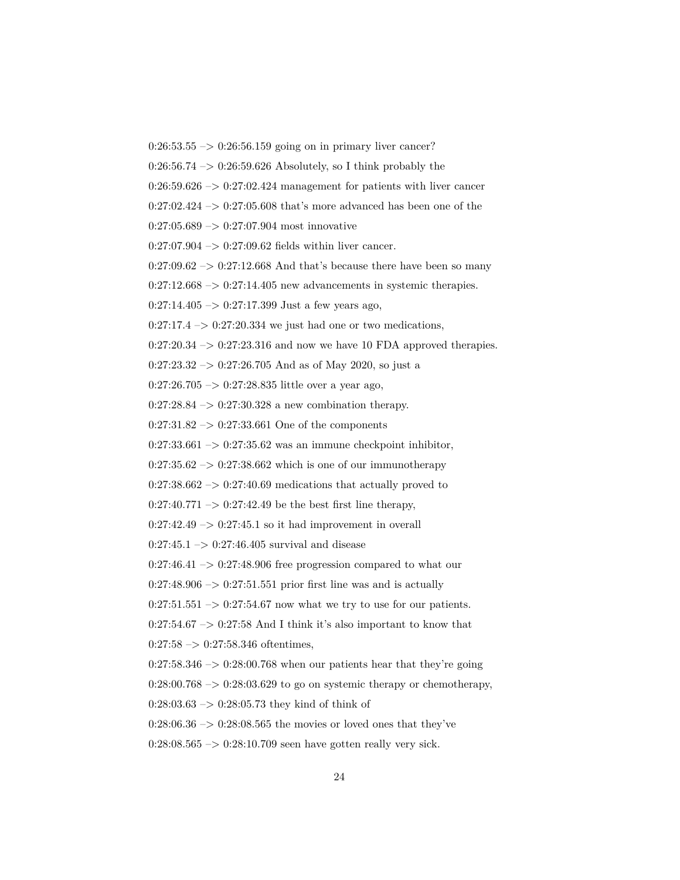0:26:53.55 –> 0:26:56.159 going on in primary liver cancer?

0:26:56.74 –> 0:26:59.626 Absolutely, so I think probably the

0:26:59.626 –> 0:27:02.424 management for patients with liver cancer

0:27:02.424 –> 0:27:05.608 that's more advanced has been one of the

0:27:05.689 –> 0:27:07.904 most innovative

0:27:07.904 –> 0:27:09.62 fields within liver cancer.

0:27:09.62 –> 0:27:12.668 And that's because there have been so many

0:27:12.668 –> 0:27:14.405 new advancements in systemic therapies.

0:27:14.405 –> 0:27:17.399 Just a few years ago,

0:27:17.4 –> 0:27:20.334 we just had one or two medications,

0:27:20.34 –> 0:27:23.316 and now we have 10 FDA approved therapies.

0:27:23.32 –> 0:27:26.705 And as of May 2020, so just a

0:27:26.705 –> 0:27:28.835 little over a year ago,

0:27:28.84 –> 0:27:30.328 a new combination therapy.

0:27:31.82 –> 0:27:33.661 One of the components

0:27:33.661 –> 0:27:35.62 was an immune checkpoint inhibitor,

0:27:35.62 –> 0:27:38.662 which is one of our immunotherapy

0:27:38.662 –> 0:27:40.69 medications that actually proved to

0:27:40.771 –> 0:27:42.49 be the best first line therapy,

0:27:42.49 –> 0:27:45.1 so it had improvement in overall

0:27:45.1 –> 0:27:46.405 survival and disease

0:27:46.41 –> 0:27:48.906 free progression compared to what our

0:27:48.906 –> 0:27:51.551 prior first line was and is actually

0:27:51.551 –> 0:27:54.67 now what we try to use for our patients.

0:27:54.67 –> 0:27:58 And I think it's also important to know that

0:27:58 –> 0:27:58.346 oftentimes,

0:27:58.346 –> 0:28:00.768 when our patients hear that they're going

0:28:00.768 –> 0:28:03.629 to go on systemic therapy or chemotherapy,

0:28:03.63 –> 0:28:05.73 they kind of think of

0:28:06.36 –> 0:28:08.565 the movies or loved ones that they've

0:28:08.565 –> 0:28:10.709 seen have gotten really very sick.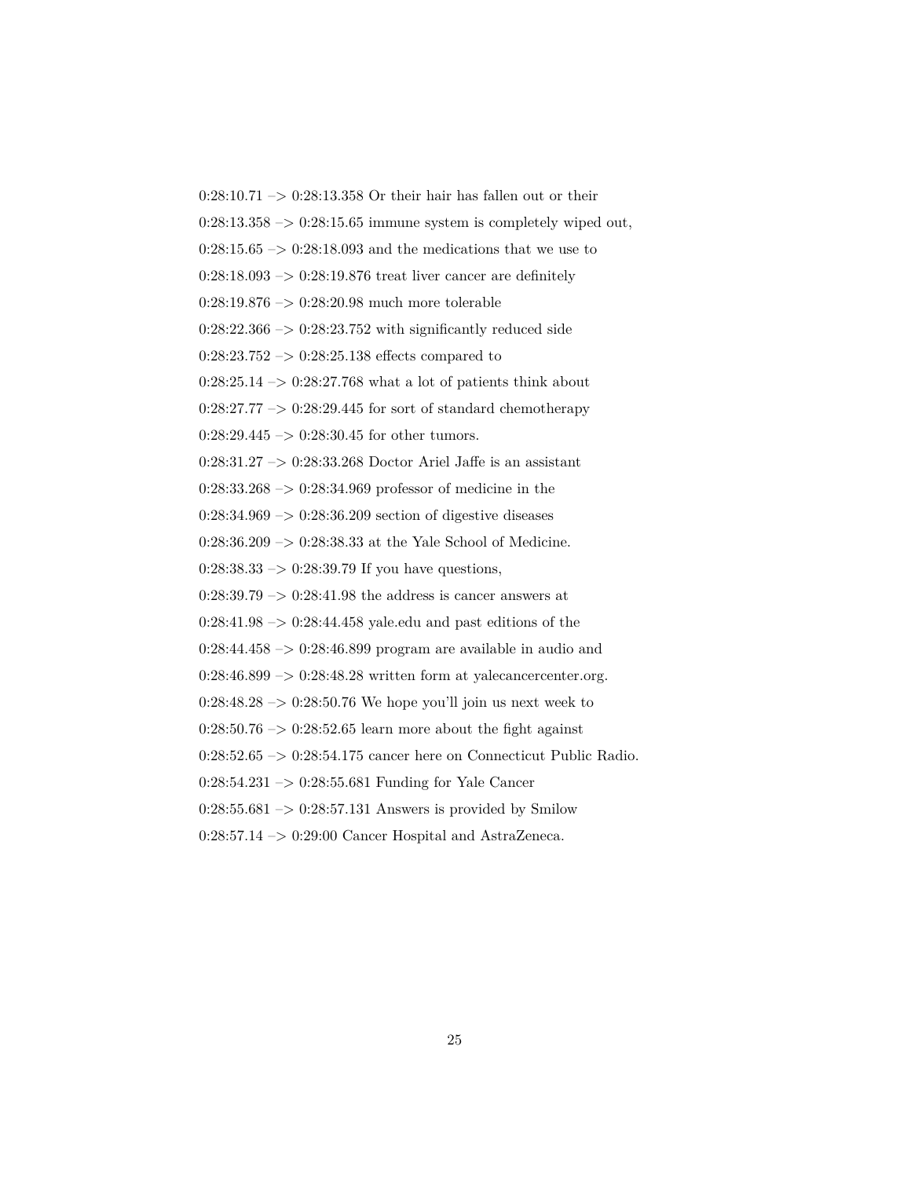0:28:10.71 –> 0:28:13.358 Or their hair has fallen out or their

0:28:13.358 –> 0:28:15.65 immune system is completely wiped out,

0:28:15.65 –> 0:28:18.093 and the medications that we use to

0:28:18.093 –> 0:28:19.876 treat liver cancer are definitely

0:28:19.876 –> 0:28:20.98 much more tolerable

0:28:22.366 –> 0:28:23.752 with significantly reduced side

0:28:23.752 –> 0:28:25.138 effects compared to

0:28:25.14 –> 0:28:27.768 what a lot of patients think about

0:28:27.77 –> 0:28:29.445 for sort of standard chemotherapy

0:28:29.445 –> 0:28:30.45 for other tumors.

0:28:31.27 –> 0:28:33.268 Doctor Ariel Jaffe is an assistant

0:28:33.268 –> 0:28:34.969 professor of medicine in the

0:28:34.969 –> 0:28:36.209 section of digestive diseases

0:28:36.209 –> 0:28:38.33 at the Yale School of Medicine.

0:28:38.33 –> 0:28:39.79 If you have questions,

0:28:39.79 –> 0:28:41.98 the address is cancer answers at

0:28:41.98 –> 0:28:44.458 yale.edu and past editions of the

0:28:44.458 –> 0:28:46.899 program are available in audio and

0:28:46.899 –> 0:28:48.28 written form at yalecancercenter.org.

0:28:48.28 –> 0:28:50.76 We hope you'll join us next week to

0:28:50.76 –> 0:28:52.65 learn more about the fight against

0:28:52.65 –> 0:28:54.175 cancer here on Connecticut Public Radio.

0:28:54.231 –> 0:28:55.681 Funding for Yale Cancer

0:28:55.681 –> 0:28:57.131 Answers is provided by Smilow

0:28:57.14 –> 0:29:00 Cancer Hospital and AstraZeneca.